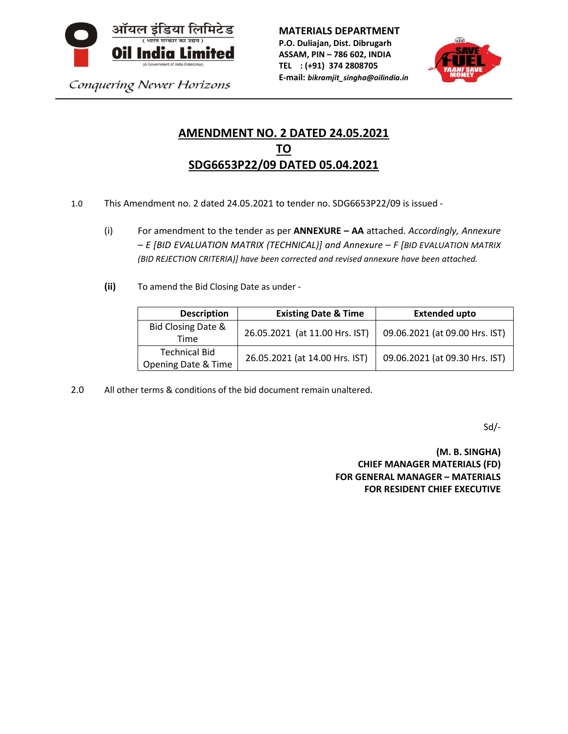ऑयल इंडिया लिमिटेड
( भारत सरकार का उद्यम )
**Oil India Limited**
(A Government of India Enterprise)
*Conquering Newer Horizons*

**MATERIALS DEPARTMENT**
**P.O. Duliajan, Dist. Dibrugarh**
**ASSAM, PIN – 786 602, INDIA**
**TEL : (+91) 374 2808705**
**E-mail:** ***bikramjit_singha@oilindia.in***

SAVE FUEL YAANI SAVE MONEY

# AMENDMENT NO. 2 DATED 24.05.2021 TO SDG6653P22/09 DATED 05.04.2021

1.0 This Amendment no. 2 dated 24.05.2021 to tender no. SDG6653P22/09 is issued -

(i) For amendment to the tender as per **ANNEXURE – AA** attached. *Accordingly, Annexure – E [BID EVALUATION MATRIX (TECHNICAL)] and Annexure – F [BID EVALUATION MATRIX (BID REJECTION CRITERIA)] have been corrected and revised annexure have been attached.*

**(ii)** To amend the Bid Closing Date as under -

| Description | Existing Date & Time | Extended upto |
|---|---|---|
| Bid Closing Date & Time | 26.05.2021 (at 11.00 Hrs. IST) | 09.06.2021 (at 09.00 Hrs. IST) |
| Technical Bid Opening Date & Time | 26.05.2021 (at 14.00 Hrs. IST) | 09.06.2021 (at 09.30 Hrs. IST) |

2.0 All other terms & conditions of the bid document remain unaltered.

Sd/-

**(M. B. SINGHA)**
**CHIEF MANAGER MATERIALS (FD)**
**FOR GENERAL MANAGER – MATERIALS**
**FOR RESIDENT CHIEF EXECUTIVE**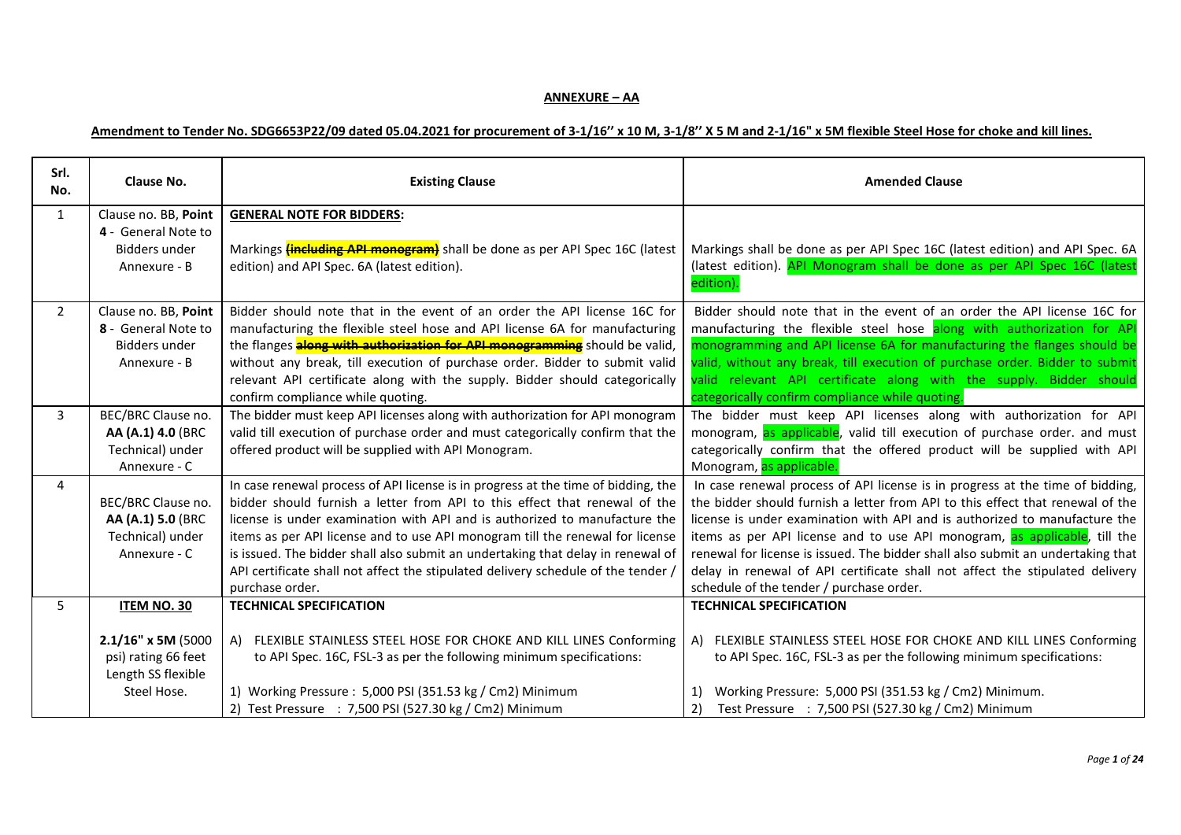**ANNEXURE – AA**

**Amendment to Tender No. SDG6653P22/09 dated 05.04.2021 for procurement of 3-1/16'' x 10 M, 3-1/8'' X 5 M and 2-1/16" x 5M flexible Steel Hose for choke and kill lines.**

| Srl. No. | Clause No. | Existing Clause | Amended Clause |
|---|---|---|---|
| 1 | Clause no. BB, **Point 4** - General Note to Bidders under Annexure - B | **GENERAL NOTE FOR BIDDERS:**<br><br>Markings ~~**(including API monogram)**~~ shall be done as per API Spec 16C (latest edition) and API Spec. 6A (latest edition). | Markings shall be done as per API Spec 16C (latest edition) and API Spec. 6A (latest edition). API Monogram shall be done as per API Spec 16C (latest edition). |
| 2 | Clause no. BB, **Point 8** - General Note to Bidders under Annexure - B | Bidder should note that in the event of an order the API license 16C for manufacturing the flexible steel hose and API license 6A for manufacturing the flanges ~~**along with authorization for API monogramming**~~ should be valid, without any break, till execution of purchase order. Bidder to submit valid relevant API certificate along with the supply. Bidder should categorically confirm compliance while quoting. | Bidder should note that in the event of an order the API license 16C for manufacturing the flexible steel hose along with authorization for API monogramming and API license 6A for manufacturing the flanges should be valid, without any break, till execution of purchase order. Bidder to submit valid relevant API certificate along with the supply. Bidder should categorically confirm compliance while quoting. |
| 3 | BEC/BRC Clause no. **AA (A.1) 4.0** (BRC Technical) under Annexure - C | The bidder must keep API licenses along with authorization for API monogram valid till execution of purchase order and must categorically confirm that the offered product will be supplied with API Monogram. | The bidder must keep API licenses along with authorization for API monogram, as applicable, valid till execution of purchase order. and must categorically confirm that the offered product will be supplied with API Monogram, as applicable. |
| 4 | BEC/BRC Clause no. **AA (A.1) 5.0** (BRC Technical) under Annexure - C | In case renewal process of API license is in progress at the time of bidding, the bidder should furnish a letter from API to this effect that renewal of the license is under examination with API and is authorized to manufacture the items as per API license and to use API monogram till the renewal for license is issued. The bidder shall also submit an undertaking that delay in renewal of API certificate shall not affect the stipulated delivery schedule of the tender / purchase order. | In case renewal process of API license is in progress at the time of bidding, the bidder should furnish a letter from API to this effect that renewal of the license is under examination with API and is authorized to manufacture the items as per API license and to use API monogram, as applicable, till the renewal for license is issued. The bidder shall also submit an undertaking that delay in renewal of API certificate shall not affect the stipulated delivery schedule of the tender / purchase order. |
| 5 | **ITEM NO. 30**<br><br>**2.1/16" x 5M** (5000 psi) rating 66 feet Length SS flexible Steel Hose. | **TECHNICAL SPECIFICATION**<br><br>A) FLEXIBLE STAINLESS STEEL HOSE FOR CHOKE AND KILL LINES Conforming to API Spec. 16C, FSL-3 as per the following minimum specifications:<br><br>1) Working Pressure : 5,000 PSI (351.53 kg / Cm2) Minimum<br>2) Test Pressure : 7,500 PSI (527.30 kg / Cm2) Minimum | **TECHNICAL SPECIFICATION**<br><br>A) FLEXIBLE STAINLESS STEEL HOSE FOR CHOKE AND KILL LINES Conforming to API Spec. 16C, FSL-3 as per the following minimum specifications:<br><br>1) Working Pressure: 5,000 PSI (351.53 kg / Cm2) Minimum.<br>2) Test Pressure : 7,500 PSI (527.30 kg / Cm2) Minimum |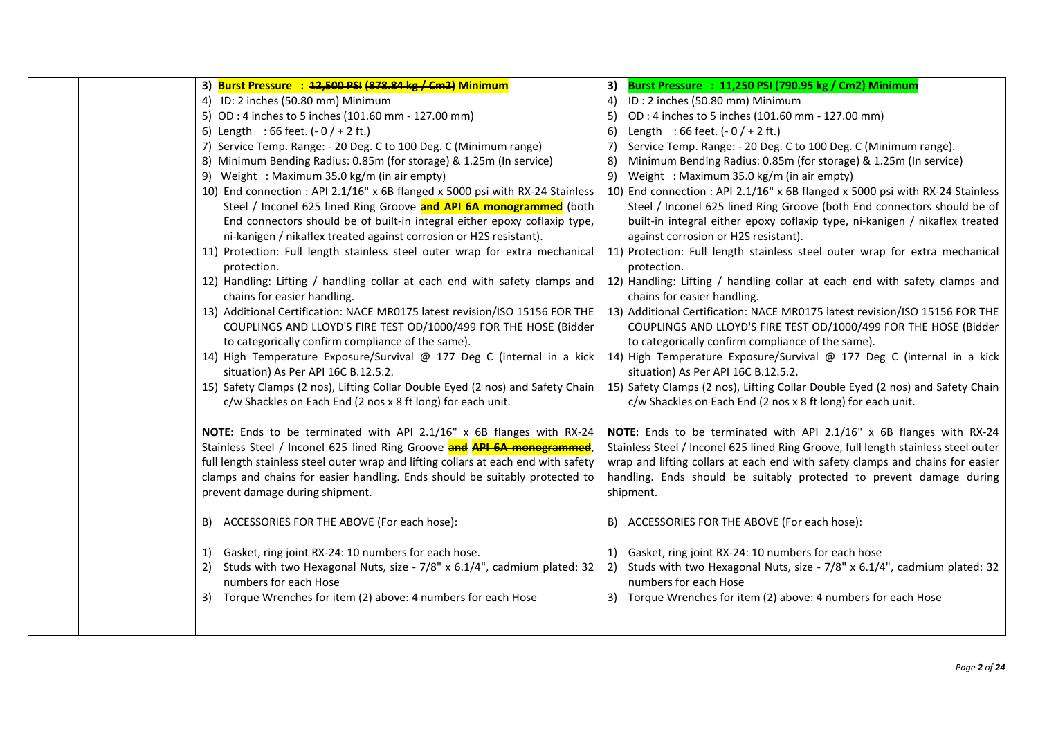| | | | |
|---|---|---|---|
| | | 3) **Burst Pressure : ~~12,500 PSI (878.84 kg / Cm2)~~ Minimum**<br>4) ID: 2 inches (50.80 mm) Minimum<br>5) OD : 4 inches to 5 inches (101.60 mm - 127.00 mm)<br>6) Length : 66 feet. (- 0 / + 2 ft.)<br>7) Service Temp. Range: - 20 Deg. C to 100 Deg. C (Minimum range)<br>8) Minimum Bending Radius: 0.85m (for storage) & 1.25m (In service)<br>9) Weight : Maximum 35.0 kg/m (in air empty)<br>10) End connection : API 2.1/16" x 6B flanged x 5000 psi with RX-24 Stainless Steel / Inconel 625 lined Ring Groove **~~and API 6A monogrammed~~** (both End connectors should be of built-in integral either epoxy coflaxip type, ni-kanigen / nikaflex treated against corrosion or H2S resistant).<br>11) Protection: Full length stainless steel outer wrap for extra mechanical protection.<br>12) Handling: Lifting / handling collar at each end with safety clamps and chains for easier handling.<br>13) Additional Certification: NACE MR0175 latest revision/ISO 15156 FOR THE COUPLINGS AND LLOYD'S FIRE TEST OD/1000/499 FOR THE HOSE (Bidder to categorically confirm compliance of the same).<br>14) High Temperature Exposure/Survival @ 177 Deg C (internal in a kick situation) As Per API 16C B.12.5.2.<br>15) Safety Clamps (2 nos), Lifting Collar Double Eyed (2 nos) and Safety Chain c/w Shackles on Each End (2 nos x 8 ft long) for each unit.<br><br>**NOTE**: Ends to be terminated with API 2.1/16" x 6B flanges with RX-24 Stainless Steel / Inconel 625 lined Ring Groove **~~and~~ ~~API 6A monogrammed~~**, full length stainless steel outer wrap and lifting collars at each end with safety clamps and chains for easier handling. Ends should be suitably protected to prevent damage during shipment.<br><br>B) ACCESSORIES FOR THE ABOVE (For each hose):<br><br>1) Gasket, ring joint RX-24: 10 numbers for each hose.<br>2) Studs with two Hexagonal Nuts, size - 7/8" x 6.1/4", cadmium plated: 32 numbers for each Hose<br>3) Torque Wrenches for item (2) above: 4 numbers for each Hose | 3) **Burst Pressure : 11,250 PSI (790.95 kg / Cm2) Minimum**<br>4) ID : 2 inches (50.80 mm) Minimum<br>5) OD : 4 inches to 5 inches (101.60 mm - 127.00 mm)<br>6) Length : 66 feet. (- 0 / + 2 ft.)<br>7) Service Temp. Range: - 20 Deg. C to 100 Deg. C (Minimum range).<br>8) Minimum Bending Radius: 0.85m (for storage) & 1.25m (In service)<br>9) Weight : Maximum 35.0 kg/m (in air empty)<br>10) End connection : API 2.1/16" x 6B flanged x 5000 psi with RX-24 Stainless Steel / Inconel 625 lined Ring Groove (both End connectors should be of built-in integral either epoxy coflaxip type, ni-kanigen / nikaflex treated against corrosion or H2S resistant).<br>11) Protection: Full length stainless steel outer wrap for extra mechanical protection.<br>12) Handling: Lifting / handling collar at each end with safety clamps and chains for easier handling.<br>13) Additional Certification: NACE MR0175 latest revision/ISO 15156 FOR THE COUPLINGS AND LLOYD'S FIRE TEST OD/1000/499 FOR THE HOSE (Bidder to categorically confirm compliance of the same).<br>14) High Temperature Exposure/Survival @ 177 Deg C (internal in a kick situation) As Per API 16C B.12.5.2.<br>15) Safety Clamps (2 nos), Lifting Collar Double Eyed (2 nos) and Safety Chain c/w Shackles on Each End (2 nos x 8 ft long) for each unit.<br><br>**NOTE**: Ends to be terminated with API 2.1/16" x 6B flanges with RX-24 Stainless Steel / Inconel 625 lined Ring Groove, full length stainless steel outer wrap and lifting collars at each end with safety clamps and chains for easier handling. Ends should be suitably protected to prevent damage during shipment.<br><br>B) ACCESSORIES FOR THE ABOVE (For each hose):<br><br>1) Gasket, ring joint RX-24: 10 numbers for each hose<br>2) Studs with two Hexagonal Nuts, size - 7/8" x 6.1/4", cadmium plated: 32 numbers for each Hose<br>3) Torque Wrenches for item (2) above: 4 numbers for each Hose |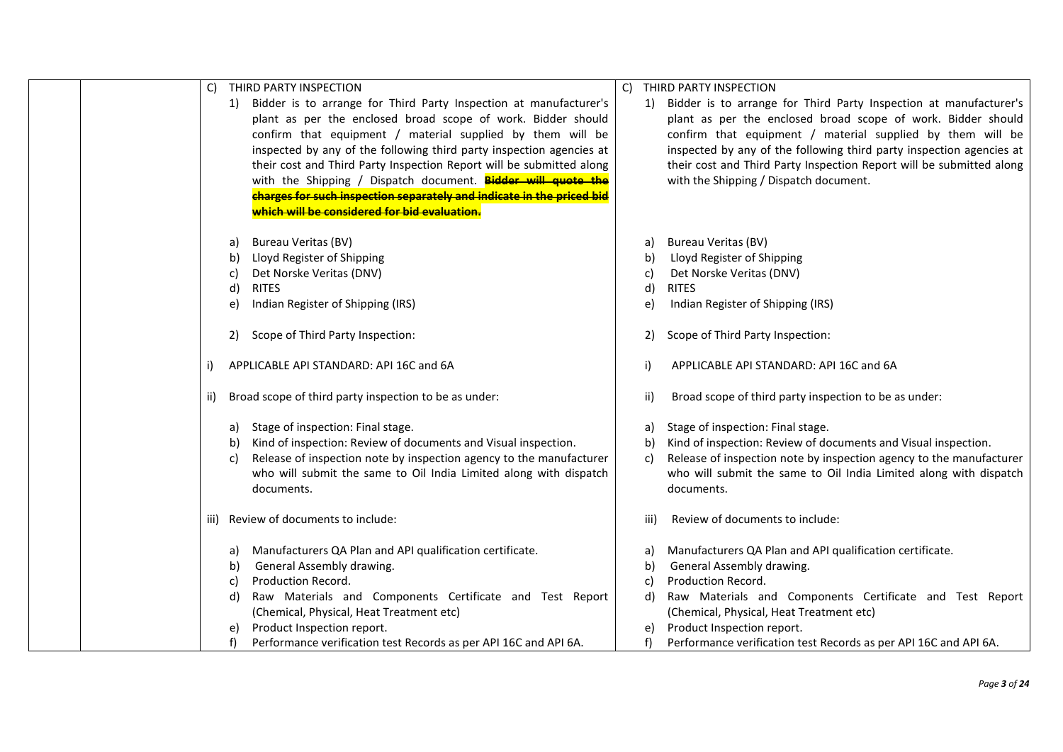| | | Original | Amended |
|---|---|---|---|
| | | C) THIRD PARTY INSPECTION<br><br>1) Bidder is to arrange for Third Party Inspection at manufacturer's plant as per the enclosed broad scope of work. Bidder should confirm that equipment / material supplied by them will be inspected by any of the following third party inspection agencies at their cost and Third Party Inspection Report will be submitted along with the Shipping / Dispatch document. ~~**Bidder will quote the charges for such inspection separately and indicate in the priced bid which will be considered for bid evaluation.**~~<br><br>a) Bureau Veritas (BV)<br>b) Lloyd Register of Shipping<br>c) Det Norske Veritas (DNV)<br>d) RITES<br>e) Indian Register of Shipping (IRS)<br><br>2) Scope of Third Party Inspection:<br><br>i) APPLICABLE API STANDARD: API 16C and 6A<br><br>ii) Broad scope of third party inspection to be as under:<br><br>a) Stage of inspection: Final stage.<br>b) Kind of inspection: Review of documents and Visual inspection.<br>c) Release of inspection note by inspection agency to the manufacturer who will submit the same to Oil India Limited along with dispatch documents.<br><br>iii) Review of documents to include:<br><br>a) Manufacturers QA Plan and API qualification certificate.<br>b) General Assembly drawing.<br>c) Production Record.<br>d) Raw Materials and Components Certificate and Test Report (Chemical, Physical, Heat Treatment etc)<br>e) Product Inspection report.<br>f) Performance verification test Records as per API 16C and API 6A. | C) THIRD PARTY INSPECTION<br><br>1) Bidder is to arrange for Third Party Inspection at manufacturer's plant as per the enclosed broad scope of work. Bidder should confirm that equipment / material supplied by them will be inspected by any of the following third party inspection agencies at their cost and Third Party Inspection Report will be submitted along with the Shipping / Dispatch document.<br><br>a) Bureau Veritas (BV)<br>b) Lloyd Register of Shipping<br>c) Det Norske Veritas (DNV)<br>d) RITES<br>e) Indian Register of Shipping (IRS)<br><br>2) Scope of Third Party Inspection:<br><br>i) APPLICABLE API STANDARD: API 16C and 6A<br><br>ii) Broad scope of third party inspection to be as under:<br><br>a) Stage of inspection: Final stage.<br>b) Kind of inspection: Review of documents and Visual inspection.<br>c) Release of inspection note by inspection agency to the manufacturer who will submit the same to Oil India Limited along with dispatch documents.<br><br>iii) Review of documents to include:<br><br>a) Manufacturers QA Plan and API qualification certificate.<br>b) General Assembly drawing.<br>c) Production Record.<br>d) Raw Materials and Components Certificate and Test Report (Chemical, Physical, Heat Treatment etc)<br>e) Product Inspection report.<br>f) Performance verification test Records as per API 16C and API 6A. |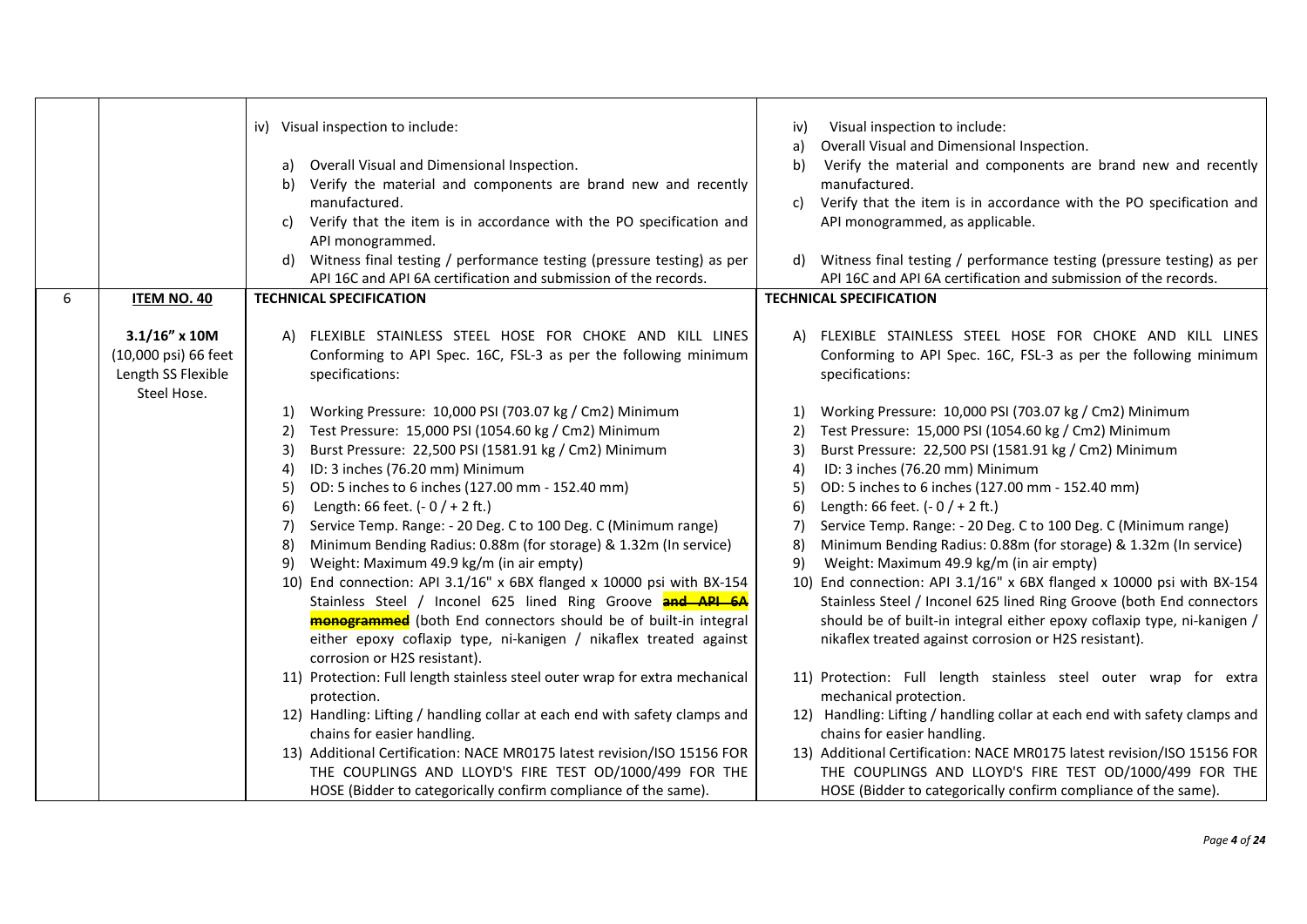| | | | |
|---|---|---|---|
| | | iv) Visual inspection to include:<br><br>a) Overall Visual and Dimensional Inspection.<br>b) Verify the material and components are brand new and recently manufactured.<br>c) Verify that the item is in accordance with the PO specification and API monogrammed.<br>d) Witness final testing / performance testing (pressure testing) as per API 16C and API 6A certification and submission of the records. | iv) Visual inspection to include:<br>a) Overall Visual and Dimensional Inspection.<br>b) Verify the material and components are brand new and recently manufactured.<br>c) Verify that the item is in accordance with the PO specification and API monogrammed, as applicable.<br><br>d) Witness final testing / performance testing (pressure testing) as per API 16C and API 6A certification and submission of the records. |
| 6 | **ITEM NO. 40**<br><br>3.1/16" x 10M (10,000 psi) 66 feet Length SS Flexible Steel Hose. | **TECHNICAL SPECIFICATION**<br><br>A) FLEXIBLE STAINLESS STEEL HOSE FOR CHOKE AND KILL LINES Conforming to API Spec. 16C, FSL-3 as per the following minimum specifications:<br><br>1) Working Pressure: 10,000 PSI (703.07 kg / Cm2) Minimum<br>2) Test Pressure: 15,000 PSI (1054.60 kg / Cm2) Minimum<br>3) Burst Pressure: 22,500 PSI (1581.91 kg / Cm2) Minimum<br>4) ID: 3 inches (76.20 mm) Minimum<br>5) OD: 5 inches to 6 inches (127.00 mm - 152.40 mm)<br>6) Length: 66 feet. (- 0 / + 2 ft.)<br>7) Service Temp. Range: - 20 Deg. C to 100 Deg. C (Minimum range)<br>8) Minimum Bending Radius: 0.88m (for storage) & 1.32m (In service)<br>9) Weight: Maximum 49.9 kg/m (in air empty)<br>10) End connection: API 3.1/16" x 6BX flanged x 10000 psi with BX-154 Stainless Steel / Inconel 625 lined Ring Groove ~~**and API 6A monogrammed**~~ (both End connectors should be of built-in integral either epoxy coflaxip type, ni-kanigen / nikaflex treated against corrosion or H2S resistant).<br>11) Protection: Full length stainless steel outer wrap for extra mechanical protection.<br>12) Handling: Lifting / handling collar at each end with safety clamps and chains for easier handling.<br>13) Additional Certification: NACE MR0175 latest revision/ISO 15156 FOR THE COUPLINGS AND LLOYD'S FIRE TEST OD/1000/499 FOR THE HOSE (Bidder to categorically confirm compliance of the same). | **TECHNICAL SPECIFICATION**<br><br>A) FLEXIBLE STAINLESS STEEL HOSE FOR CHOKE AND KILL LINES Conforming to API Spec. 16C, FSL-3 as per the following minimum specifications:<br><br>1) Working Pressure: 10,000 PSI (703.07 kg / Cm2) Minimum<br>2) Test Pressure: 15,000 PSI (1054.60 kg / Cm2) Minimum<br>3) Burst Pressure: 22,500 PSI (1581.91 kg / Cm2) Minimum<br>4) ID: 3 inches (76.20 mm) Minimum<br>5) OD: 5 inches to 6 inches (127.00 mm - 152.40 mm)<br>6) Length: 66 feet. (- 0 / + 2 ft.)<br>7) Service Temp. Range: - 20 Deg. C to 100 Deg. C (Minimum range)<br>8) Minimum Bending Radius: 0.88m (for storage) & 1.32m (In service)<br>9) Weight: Maximum 49.9 kg/m (in air empty)<br>10) End connection: API 3.1/16" x 6BX flanged x 10000 psi with BX-154 Stainless Steel / Inconel 625 lined Ring Groove (both End connectors should be of built-in integral either epoxy coflaxip type, ni-kanigen / nikaflex treated against corrosion or H2S resistant).<br><br>11) Protection: Full length stainless steel outer wrap for extra mechanical protection.<br>12) Handling: Lifting / handling collar at each end with safety clamps and chains for easier handling.<br>13) Additional Certification: NACE MR0175 latest revision/ISO 15156 FOR THE COUPLINGS AND LLOYD'S FIRE TEST OD/1000/499 FOR THE HOSE (Bidder to categorically confirm compliance of the same). |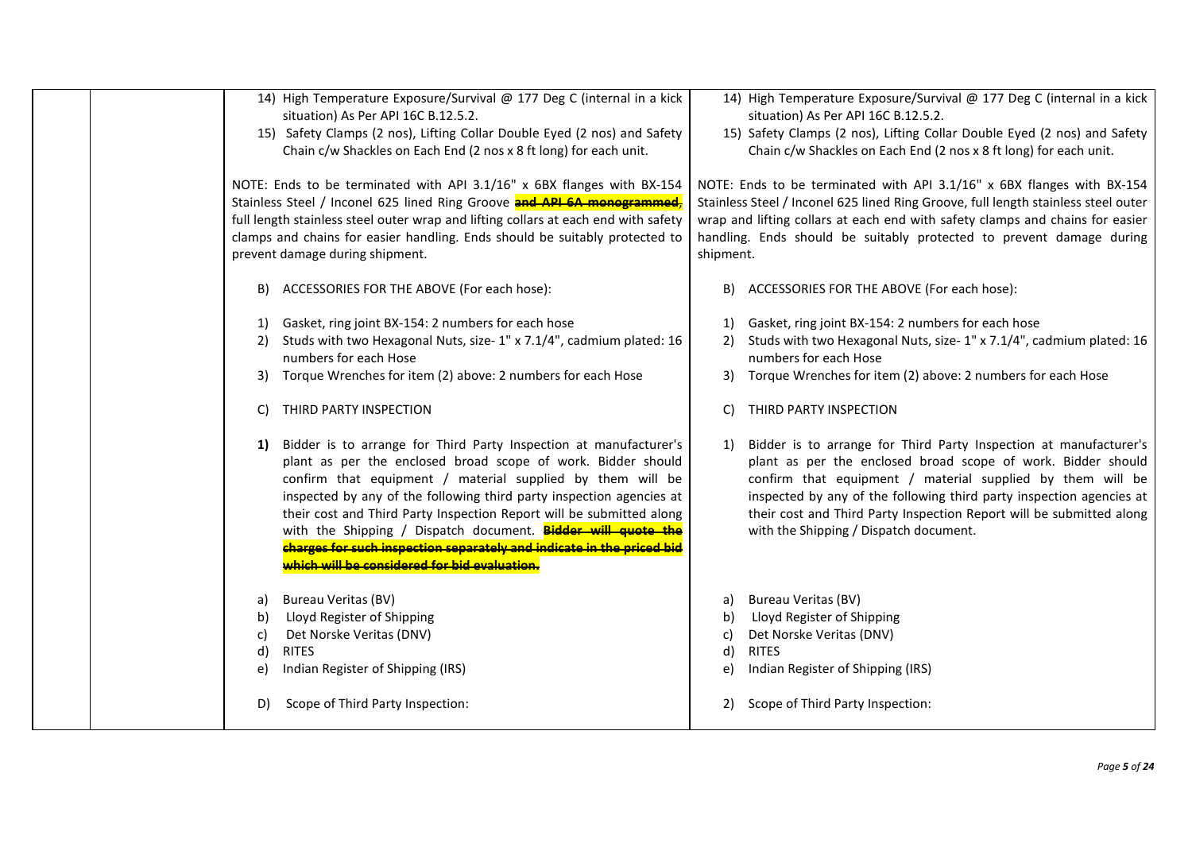| | | | |
|---|---|---|---|
| | | 14) High Temperature Exposure/Survival @ 177 Deg C (internal in a kick situation) As Per API 16C B.12.5.2.<br>15) Safety Clamps (2 nos), Lifting Collar Double Eyed (2 nos) and Safety Chain c/w Shackles on Each End (2 nos x 8 ft long) for each unit.<br><br>NOTE: Ends to be terminated with API 3.1/16" x 6BX flanges with BX-154 Stainless Steel / Inconel 625 lined Ring Groove ~~**and API 6A monogrammed,**~~ full length stainless steel outer wrap and lifting collars at each end with safety clamps and chains for easier handling. Ends should be suitably protected to prevent damage during shipment.<br><br>B) ACCESSORIES FOR THE ABOVE (For each hose):<br><br>1) Gasket, ring joint BX-154: 2 numbers for each hose<br>2) Studs with two Hexagonal Nuts, size- 1" x 7.1/4", cadmium plated: 16 numbers for each Hose<br>3) Torque Wrenches for item (2) above: 2 numbers for each Hose<br><br>C) THIRD PARTY INSPECTION<br><br>**1)** Bidder is to arrange for Third Party Inspection at manufacturer's plant as per the enclosed broad scope of work. Bidder should confirm that equipment / material supplied by them will be inspected by any of the following third party inspection agencies at their cost and Third Party Inspection Report will be submitted along with the Shipping / Dispatch document. ~~**Bidder will quote the charges for such inspection separately and indicate in the priced bid which will be considered for bid evaluation.**~~<br><br>a) Bureau Veritas (BV)<br>b) Lloyd Register of Shipping<br>c) Det Norske Veritas (DNV)<br>d) RITES<br>e) Indian Register of Shipping (IRS)<br><br>D) Scope of Third Party Inspection: | 14) High Temperature Exposure/Survival @ 177 Deg C (internal in a kick situation) As Per API 16C B.12.5.2.<br>15) Safety Clamps (2 nos), Lifting Collar Double Eyed (2 nos) and Safety Chain c/w Shackles on Each End (2 nos x 8 ft long) for each unit.<br><br>NOTE: Ends to be terminated with API 3.1/16" x 6BX flanges with BX-154 Stainless Steel / Inconel 625 lined Ring Groove, full length stainless steel outer wrap and lifting collars at each end with safety clamps and chains for easier handling. Ends should be suitably protected to prevent damage during shipment.<br><br>B) ACCESSORIES FOR THE ABOVE (For each hose):<br><br>1) Gasket, ring joint BX-154: 2 numbers for each hose<br>2) Studs with two Hexagonal Nuts, size- 1" x 7.1/4", cadmium plated: 16 numbers for each Hose<br>3) Torque Wrenches for item (2) above: 2 numbers for each Hose<br><br>C) THIRD PARTY INSPECTION<br><br>1) Bidder is to arrange for Third Party Inspection at manufacturer's plant as per the enclosed broad scope of work. Bidder should confirm that equipment / material supplied by them will be inspected by any of the following third party inspection agencies at their cost and Third Party Inspection Report will be submitted along with the Shipping / Dispatch document.<br><br>a) Bureau Veritas (BV)<br>b) Lloyd Register of Shipping<br>c) Det Norske Veritas (DNV)<br>d) RITES<br>e) Indian Register of Shipping (IRS)<br><br>2) Scope of Third Party Inspection: |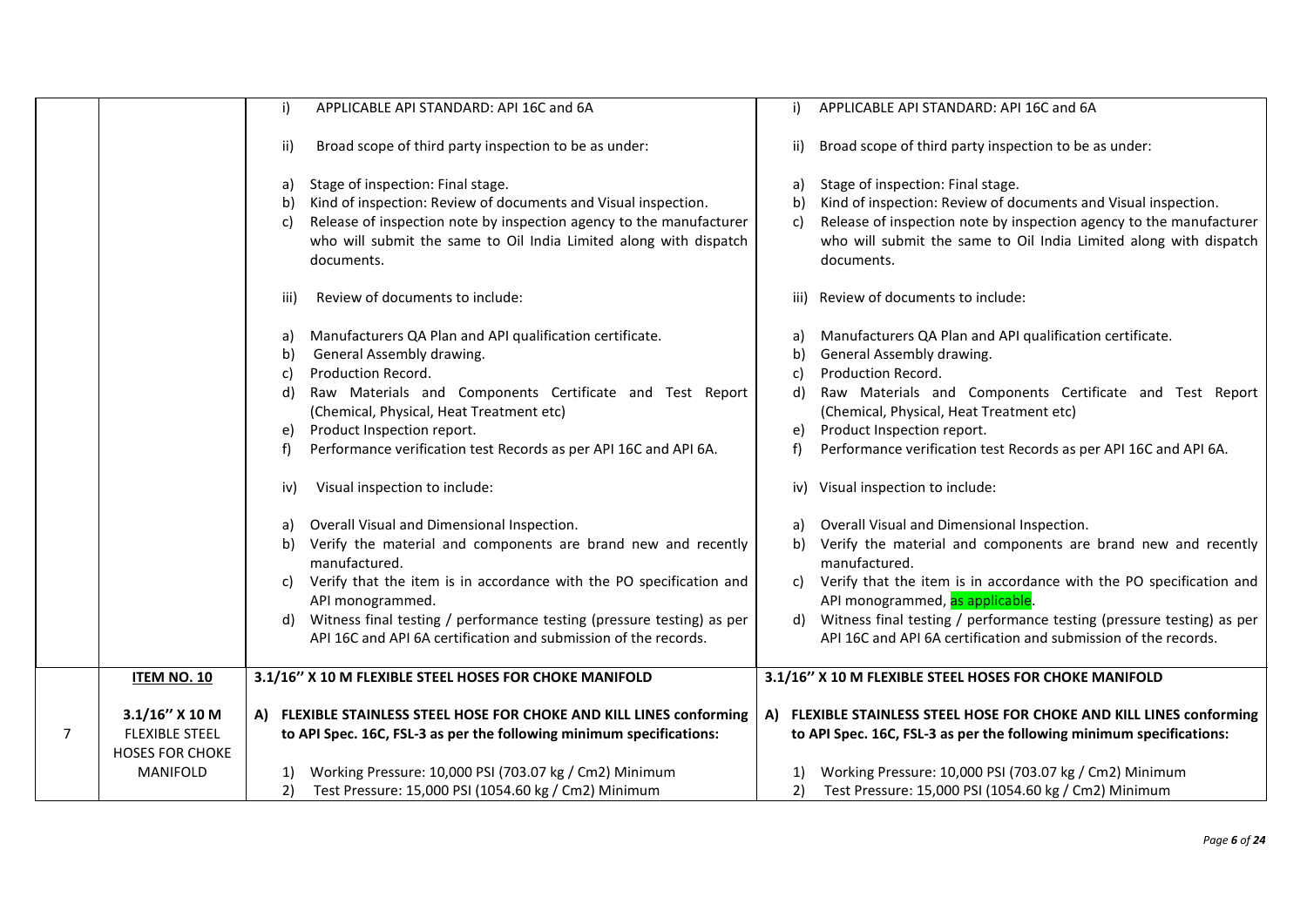| | | | |
|---|---|---|---|
| | | i) APPLICABLE API STANDARD: API 16C and 6A<br><br>ii) Broad scope of third party inspection to be as under:<br><br>a) Stage of inspection: Final stage.<br>b) Kind of inspection: Review of documents and Visual inspection.<br>c) Release of inspection note by inspection agency to the manufacturer who will submit the same to Oil India Limited along with dispatch documents.<br><br>iii) Review of documents to include:<br><br>a) Manufacturers QA Plan and API qualification certificate.<br>b) General Assembly drawing.<br>c) Production Record.<br>d) Raw Materials and Components Certificate and Test Report (Chemical, Physical, Heat Treatment etc)<br>e) Product Inspection report.<br>f) Performance verification test Records as per API 16C and API 6A.<br><br>iv) Visual inspection to include:<br><br>a) Overall Visual and Dimensional Inspection.<br>b) Verify the material and components are brand new and recently manufactured.<br>c) Verify that the item is in accordance with the PO specification and API monogrammed.<br>d) Witness final testing / performance testing (pressure testing) as per API 16C and API 6A certification and submission of the records. | i) APPLICABLE API STANDARD: API 16C and 6A<br><br>ii) Broad scope of third party inspection to be as under:<br><br>a) Stage of inspection: Final stage.<br>b) Kind of inspection: Review of documents and Visual inspection.<br>c) Release of inspection note by inspection agency to the manufacturer who will submit the same to Oil India Limited along with dispatch documents.<br><br>iii) Review of documents to include:<br><br>a) Manufacturers QA Plan and API qualification certificate.<br>b) General Assembly drawing.<br>c) Production Record.<br>d) Raw Materials and Components Certificate and Test Report (Chemical, Physical, Heat Treatment etc)<br>e) Product Inspection report.<br>f) Performance verification test Records as per API 16C and API 6A.<br><br>iv) Visual inspection to include:<br><br>a) Overall Visual and Dimensional Inspection.<br>b) Verify the material and components are brand new and recently manufactured.<br>c) Verify that the item is in accordance with the PO specification and API monogrammed, as applicable.<br>d) Witness final testing / performance testing (pressure testing) as per API 16C and API 6A certification and submission of the records. |
| 7 | **ITEM NO. 10**<br><br>**3.1/16'' X 10 M FLEXIBLE STEEL HOSES FOR CHOKE MANIFOLD** | **3.1/16'' X 10 M FLEXIBLE STEEL HOSES FOR CHOKE MANIFOLD**<br><br>**A) FLEXIBLE STAINLESS STEEL HOSE FOR CHOKE AND KILL LINES conforming to API Spec. 16C, FSL-3 as per the following minimum specifications:**<br><br>1) Working Pressure: 10,000 PSI (703.07 kg / Cm2) Minimum<br>2) Test Pressure: 15,000 PSI (1054.60 kg / Cm2) Minimum | **3.1/16'' X 10 M FLEXIBLE STEEL HOSES FOR CHOKE MANIFOLD**<br><br>**A) FLEXIBLE STAINLESS STEEL HOSE FOR CHOKE AND KILL LINES conforming to API Spec. 16C, FSL-3 as per the following minimum specifications:**<br><br>1) Working Pressure: 10,000 PSI (703.07 kg / Cm2) Minimum<br>2) Test Pressure: 15,000 PSI (1054.60 kg / Cm2) Minimum |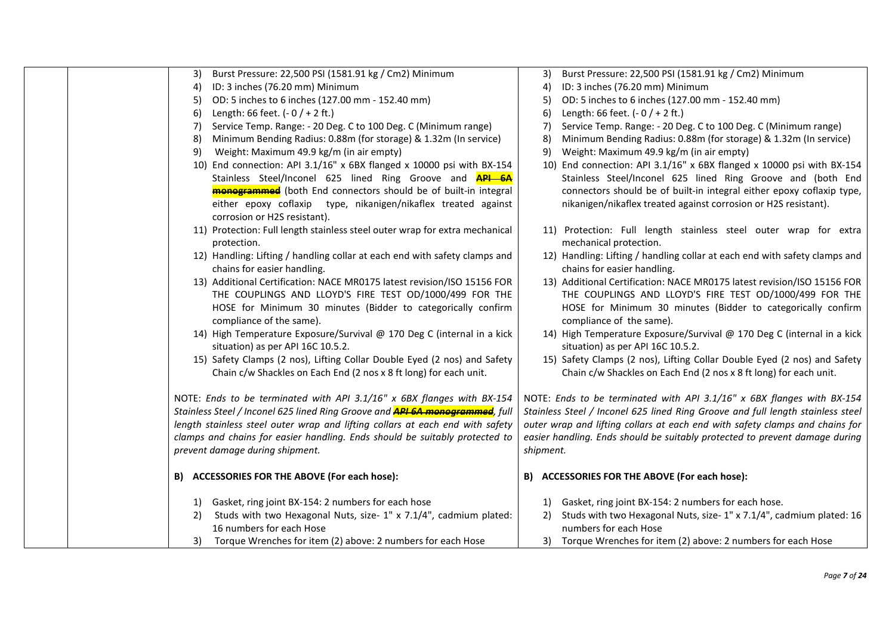| | | | |
|---|---|---|---|
| | | 3) Burst Pressure: 22,500 PSI (1581.91 kg / Cm2) Minimum<br>4) ID: 3 inches (76.20 mm) Minimum<br>5) OD: 5 inches to 6 inches (127.00 mm - 152.40 mm)<br>6) Length: 66 feet. (- 0 / + 2 ft.)<br>7) Service Temp. Range: - 20 Deg. C to 100 Deg. C (Minimum range)<br>8) Minimum Bending Radius: 0.88m (for storage) & 1.32m (In service)<br>9) Weight: Maximum 49.9 kg/m (in air empty)<br>10) End connection: API 3.1/16" x 6BX flanged x 10000 psi with BX-154 Stainless Steel/Inconel 625 lined Ring Groove and ~~**API 6A monogrammed**~~ (both End connectors should be of built-in integral either epoxy coflaxip type, nikanigen/nikaflex treated against corrosion or H2S resistant).<br>11) Protection: Full length stainless steel outer wrap for extra mechanical protection.<br>12) Handling: Lifting / handling collar at each end with safety clamps and chains for easier handling.<br>13) Additional Certification: NACE MR0175 latest revision/ISO 15156 FOR THE COUPLINGS AND LLOYD'S FIRE TEST OD/1000/499 FOR THE HOSE for Minimum 30 minutes (Bidder to categorically confirm compliance of the same).<br>14) High Temperature Exposure/Survival @ 170 Deg C (internal in a kick situation) as per API 16C 10.5.2.<br>15) Safety Clamps (2 nos), Lifting Collar Double Eyed (2 nos) and Safety Chain c/w Shackles on Each End (2 nos x 8 ft long) for each unit.<br><br>NOTE: *Ends to be terminated with API 3.1/16" x 6BX flanges with BX-154 Stainless Steel / Inconel 625 lined Ring Groove and ~~**API 6A monogrammed**~~, full length stainless steel outer wrap and lifting collars at each end with safety clamps and chains for easier handling. Ends should be suitably protected to prevent damage during shipment.*<br><br>**B) ACCESSORIES FOR THE ABOVE (For each hose):**<br><br>1) Gasket, ring joint BX-154: 2 numbers for each hose<br>2) Studs with two Hexagonal Nuts, size- 1" x 7.1/4", cadmium plated: 16 numbers for each Hose<br>3) Torque Wrenches for item (2) above: 2 numbers for each Hose | 3) Burst Pressure: 22,500 PSI (1581.91 kg / Cm2) Minimum<br>4) ID: 3 inches (76.20 mm) Minimum<br>5) OD: 5 inches to 6 inches (127.00 mm - 152.40 mm)<br>6) Length: 66 feet. (- 0 / + 2 ft.)<br>7) Service Temp. Range: - 20 Deg. C to 100 Deg. C (Minimum range)<br>8) Minimum Bending Radius: 0.88m (for storage) & 1.32m (In service)<br>9) Weight: Maximum 49.9 kg/m (in air empty)<br>10) End connection: API 3.1/16" x 6BX flanged x 10000 psi with BX-154 Stainless Steel/Inconel 625 lined Ring Groove and (both End connectors should be of built-in integral either epoxy coflaxip type, nikanigen/nikaflex treated against corrosion or H2S resistant).<br>11) Protection: Full length stainless steel outer wrap for extra mechanical protection.<br>12) Handling: Lifting / handling collar at each end with safety clamps and chains for easier handling.<br>13) Additional Certification: NACE MR0175 latest revision/ISO 15156 FOR THE COUPLINGS AND LLOYD'S FIRE TEST OD/1000/499 FOR THE HOSE for Minimum 30 minutes (Bidder to categorically confirm compliance of the same).<br>14) High Temperature Exposure/Survival @ 170 Deg C (internal in a kick situation) as per API 16C 10.5.2.<br>15) Safety Clamps (2 nos), Lifting Collar Double Eyed (2 nos) and Safety Chain c/w Shackles on Each End (2 nos x 8 ft long) for each unit.<br><br>NOTE: *Ends to be terminated with API 3.1/16" x 6BX flanges with BX-154 Stainless Steel / Inconel 625 lined Ring Groove and full length stainless steel outer wrap and lifting collars at each end with safety clamps and chains for easier handling. Ends should be suitably protected to prevent damage during shipment.*<br><br>**B) ACCESSORIES FOR THE ABOVE (For each hose):**<br><br>1) Gasket, ring joint BX-154: 2 numbers for each hose.<br>2) Studs with two Hexagonal Nuts, size- 1" x 7.1/4", cadmium plated: 16 numbers for each Hose<br>3) Torque Wrenches for item (2) above: 2 numbers for each Hose |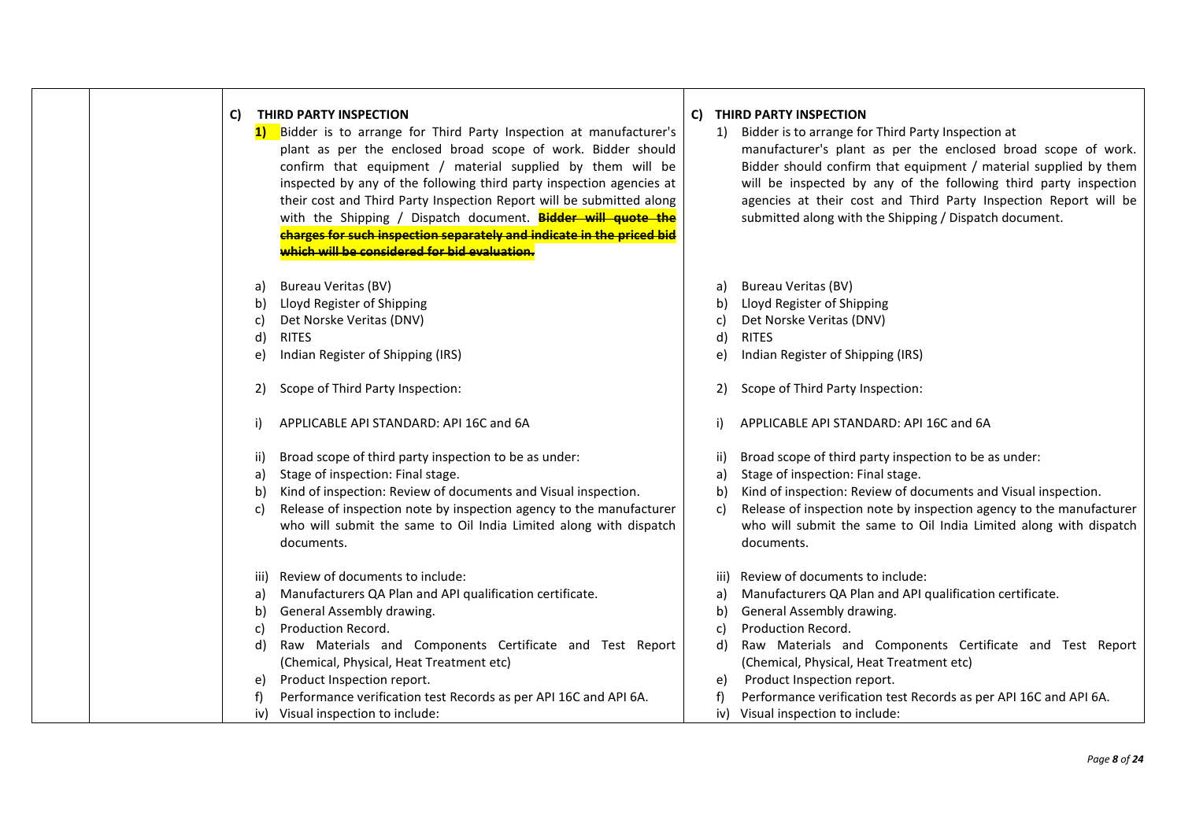| | | C) **THIRD PARTY INSPECTION**<br>**1)** Bidder is to arrange for Third Party Inspection at manufacturer's plant as per the enclosed broad scope of work. Bidder should confirm that equipment / material supplied by them will be inspected by any of the following third party inspection agencies at their cost and Third Party Inspection Report will be submitted along with the Shipping / Dispatch document. ~~**Bidder will quote the charges for such inspection separately and indicate in the priced bid which will be considered for bid evaluation.**~~<br><br>a) Bureau Veritas (BV)<br>b) Lloyd Register of Shipping<br>c) Det Norske Veritas (DNV)<br>d) RITES<br>e) Indian Register of Shipping (IRS)<br><br>2) Scope of Third Party Inspection:<br><br>i) APPLICABLE API STANDARD: API 16C and 6A<br><br>ii) Broad scope of third party inspection to be as under:<br>a) Stage of inspection: Final stage.<br>b) Kind of inspection: Review of documents and Visual inspection.<br>c) Release of inspection note by inspection agency to the manufacturer who will submit the same to Oil India Limited along with dispatch documents.<br><br>iii) Review of documents to include:<br>a) Manufacturers QA Plan and API qualification certificate.<br>b) General Assembly drawing.<br>c) Production Record.<br>d) Raw Materials and Components Certificate and Test Report (Chemical, Physical, Heat Treatment etc)<br>e) Product Inspection report.<br>f) Performance verification test Records as per API 16C and API 6A.<br>iv) Visual inspection to include: | C) **THIRD PARTY INSPECTION**<br>1) Bidder is to arrange for Third Party Inspection at manufacturer's plant as per the enclosed broad scope of work. Bidder should confirm that equipment / material supplied by them will be inspected by any of the following third party inspection agencies at their cost and Third Party Inspection Report will be submitted along with the Shipping / Dispatch document.<br><br>a) Bureau Veritas (BV)<br>b) Lloyd Register of Shipping<br>c) Det Norske Veritas (DNV)<br>d) RITES<br>e) Indian Register of Shipping (IRS)<br><br>2) Scope of Third Party Inspection:<br><br>i) APPLICABLE API STANDARD: API 16C and 6A<br><br>ii) Broad scope of third party inspection to be as under:<br>a) Stage of inspection: Final stage.<br>b) Kind of inspection: Review of documents and Visual inspection.<br>c) Release of inspection note by inspection agency to the manufacturer who will submit the same to Oil India Limited along with dispatch documents.<br><br>iii) Review of documents to include:<br>a) Manufacturers QA Plan and API qualification certificate.<br>b) General Assembly drawing.<br>c) Production Record.<br>d) Raw Materials and Components Certificate and Test Report (Chemical, Physical, Heat Treatment etc)<br>e) Product Inspection report.<br>f) Performance verification test Records as per API 16C and API 6A.<br>iv) Visual inspection to include: |
|---|---|---|---|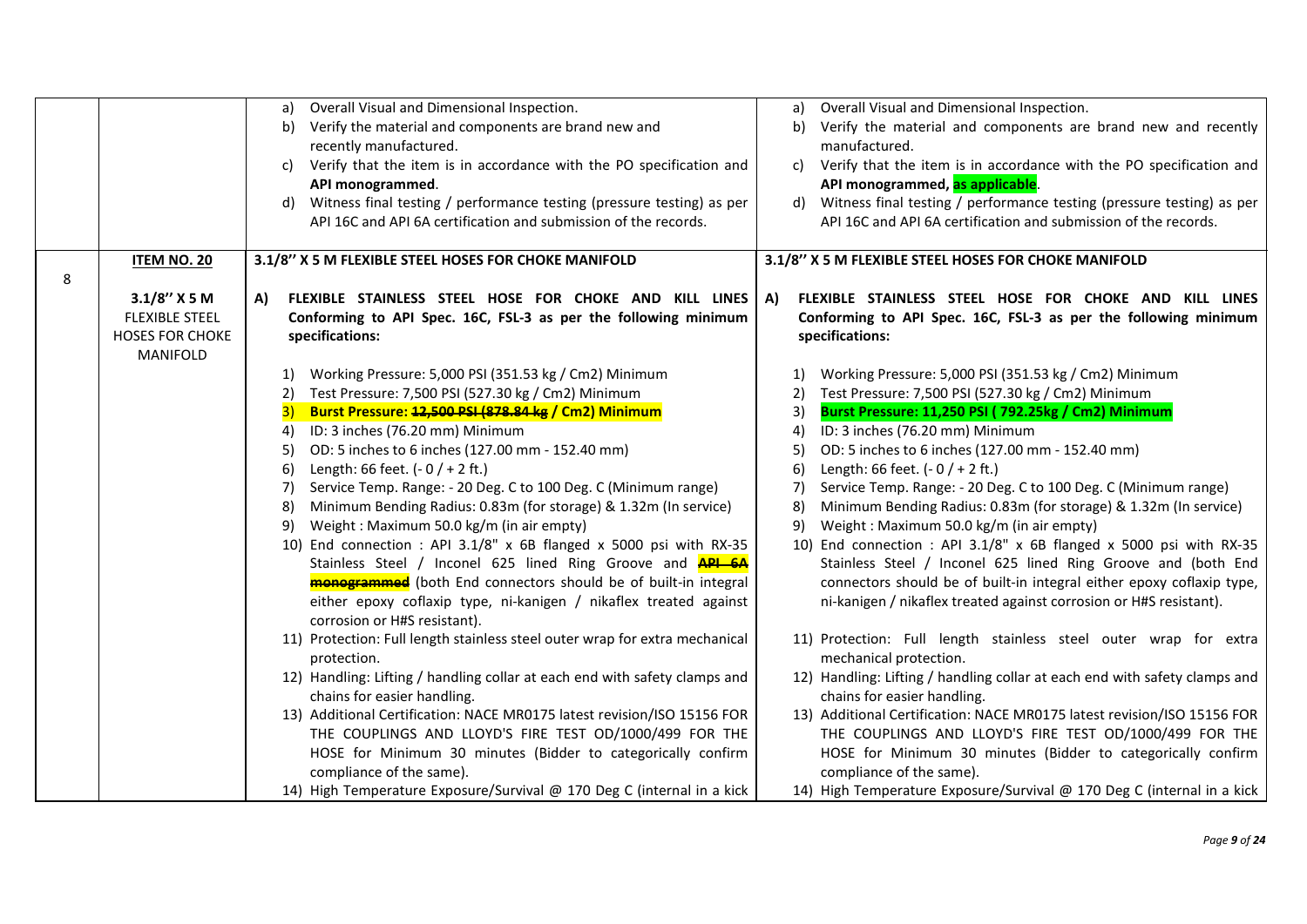| | | | |
|---|---|---|---|
| | | a) Overall Visual and Dimensional Inspection.<br>b) Verify the material and components are brand new and recently manufactured.<br>c) Verify that the item is in accordance with the PO specification and **API monogrammed**.<br>d) Witness final testing / performance testing (pressure testing) as per API 16C and API 6A certification and submission of the records. | a) Overall Visual and Dimensional Inspection.<br>b) Verify the material and components are brand new and recently manufactured.<br>c) Verify that the item is in accordance with the PO specification and **API monogrammed, as applicable**.<br>d) Witness final testing / performance testing (pressure testing) as per API 16C and API 6A certification and submission of the records. |
| 8 | **ITEM NO. 20**<br><br>**3.1/8'' X 5 M FLEXIBLE STEEL HOSES FOR CHOKE MANIFOLD** | **3.1/8'' X 5 M FLEXIBLE STEEL HOSES FOR CHOKE MANIFOLD**<br><br>**A) FLEXIBLE STAINLESS STEEL HOSE FOR CHOKE AND KILL LINES Conforming to API Spec. 16C, FSL-3 as per the following minimum specifications:**<br><br>1) Working Pressure: 5,000 PSI (351.53 kg / Cm2) Minimum<br>2) Test Pressure: 7,500 PSI (527.30 kg / Cm2) Minimum<br>3) **Burst Pressure: ~~12,500 PSI (878.84 kg~~ / Cm2) Minimum**<br>4) ID: 3 inches (76.20 mm) Minimum<br>5) OD: 5 inches to 6 inches (127.00 mm - 152.40 mm)<br>6) Length: 66 feet. (- 0 / + 2 ft.)<br>7) Service Temp. Range: - 20 Deg. C to 100 Deg. C (Minimum range)<br>8) Minimum Bending Radius: 0.83m (for storage) & 1.32m (In service)<br>9) Weight : Maximum 50.0 kg/m (in air empty)<br>10) End connection : API 3.1/8" x 6B flanged x 5000 psi with RX-35 Stainless Steel / Inconel 625 lined Ring Groove and **~~API 6A monogrammed~~** (both End connectors should be of built-in integral either epoxy coflaxip type, ni-kanigen / nikaflex treated against corrosion or H#S resistant).<br>11) Protection: Full length stainless steel outer wrap for extra mechanical protection.<br>12) Handling: Lifting / handling collar at each end with safety clamps and chains for easier handling.<br>13) Additional Certification: NACE MR0175 latest revision/ISO 15156 FOR THE COUPLINGS AND LLOYD'S FIRE TEST OD/1000/499 FOR THE HOSE for Minimum 30 minutes (Bidder to categorically confirm compliance of the same).<br>14) High Temperature Exposure/Survival @ 170 Deg C (internal in a kick | **3.1/8'' X 5 M FLEXIBLE STEEL HOSES FOR CHOKE MANIFOLD**<br><br>**A) FLEXIBLE STAINLESS STEEL HOSE FOR CHOKE AND KILL LINES Conforming to API Spec. 16C, FSL-3 as per the following minimum specifications:**<br><br>1) Working Pressure: 5,000 PSI (351.53 kg / Cm2) Minimum<br>2) Test Pressure: 7,500 PSI (527.30 kg / Cm2) Minimum<br>3) **Burst Pressure: 11,250 PSI ( 792.25kg / Cm2) Minimum**<br>4) ID: 3 inches (76.20 mm) Minimum<br>5) OD: 5 inches to 6 inches (127.00 mm - 152.40 mm)<br>6) Length: 66 feet. (- 0 / + 2 ft.)<br>7) Service Temp. Range: - 20 Deg. C to 100 Deg. C (Minimum range)<br>8) Minimum Bending Radius: 0.83m (for storage) & 1.32m (In service)<br>9) Weight : Maximum 50.0 kg/m (in air empty)<br>10) End connection : API 3.1/8" x 6B flanged x 5000 psi with RX-35 Stainless Steel / Inconel 625 lined Ring Groove and (both End connectors should be of built-in integral either epoxy coflaxip type, ni-kanigen / nikaflex treated against corrosion or H#S resistant).<br>11) Protection: Full length stainless steel outer wrap for extra mechanical protection.<br>12) Handling: Lifting / handling collar at each end with safety clamps and chains for easier handling.<br>13) Additional Certification: NACE MR0175 latest revision/ISO 15156 FOR THE COUPLINGS AND LLOYD'S FIRE TEST OD/1000/499 FOR THE HOSE for Minimum 30 minutes (Bidder to categorically confirm compliance of the same).<br>14) High Temperature Exposure/Survival @ 170 Deg C (internal in a kick |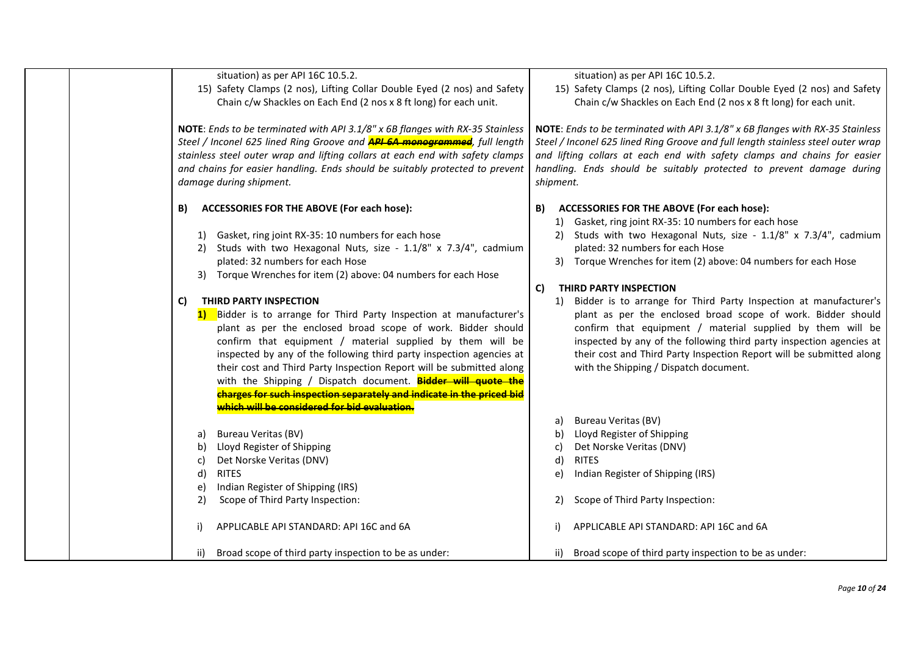| | | | |
|---|---|---|---|
| | | situation) as per API 16C 10.5.2.<br>15) Safety Clamps (2 nos), Lifting Collar Double Eyed (2 nos) and Safety Chain c/w Shackles on Each End (2 nos x 8 ft long) for each unit.<br><br>**NOTE**: *Ends to be terminated with API 3.1/8" x 6B flanges with RX-35 Stainless Steel / Inconel 625 lined Ring Groove and ~~**API 6A monogrammed**~~, full length stainless steel outer wrap and lifting collars at each end with safety clamps and chains for easier handling. Ends should be suitably protected to prevent damage during shipment.*<br><br>**B) ACCESSORIES FOR THE ABOVE (For each hose):**<br>1) Gasket, ring joint RX-35: 10 numbers for each hose<br>2) Studs with two Hexagonal Nuts, size - 1.1/8" x 7.3/4", cadmium plated: 32 numbers for each Hose<br>3) Torque Wrenches for item (2) above: 04 numbers for each Hose<br><br>**C) THIRD PARTY INSPECTION**<br>**1)** Bidder is to arrange for Third Party Inspection at manufacturer's plant as per the enclosed broad scope of work. Bidder should confirm that equipment / material supplied by them will be inspected by any of the following third party inspection agencies at their cost and Third Party Inspection Report will be submitted along with the Shipping / Dispatch document. ~~**Bidder will quote the charges for such inspection separately and indicate in the priced bid which will be considered for bid evaluation.**~~<br>a) Bureau Veritas (BV)<br>b) Lloyd Register of Shipping<br>c) Det Norske Veritas (DNV)<br>d) RITES<br>e) Indian Register of Shipping (IRS)<br>2) Scope of Third Party Inspection:<br>i) APPLICABLE API STANDARD: API 16C and 6A<br>ii) Broad scope of third party inspection to be as under: | situation) as per API 16C 10.5.2.<br>15) Safety Clamps (2 nos), Lifting Collar Double Eyed (2 nos) and Safety Chain c/w Shackles on Each End (2 nos x 8 ft long) for each unit.<br><br>**NOTE**: *Ends to be terminated with API 3.1/8" x 6B flanges with RX-35 Stainless Steel / Inconel 625 lined Ring Groove and full length stainless steel outer wrap and lifting collars at each end with safety clamps and chains for easier handling. Ends should be suitably protected to prevent damage during shipment.*<br><br>**B) ACCESSORIES FOR THE ABOVE (For each hose):**<br>1) Gasket, ring joint RX-35: 10 numbers for each hose<br>2) Studs with two Hexagonal Nuts, size - 1.1/8" x 7.3/4", cadmium plated: 32 numbers for each Hose<br>3) Torque Wrenches for item (2) above: 04 numbers for each Hose<br><br>**C) THIRD PARTY INSPECTION**<br>1) Bidder is to arrange for Third Party Inspection at manufacturer's plant as per the enclosed broad scope of work. Bidder should confirm that equipment / material supplied by them will be inspected by any of the following third party inspection agencies at their cost and Third Party Inspection Report will be submitted along with the Shipping / Dispatch document.<br>a) Bureau Veritas (BV)<br>b) Lloyd Register of Shipping<br>c) Det Norske Veritas (DNV)<br>d) RITES<br>e) Indian Register of Shipping (IRS)<br>2) Scope of Third Party Inspection:<br>i) APPLICABLE API STANDARD: API 16C and 6A<br>ii) Broad scope of third party inspection to be as under: |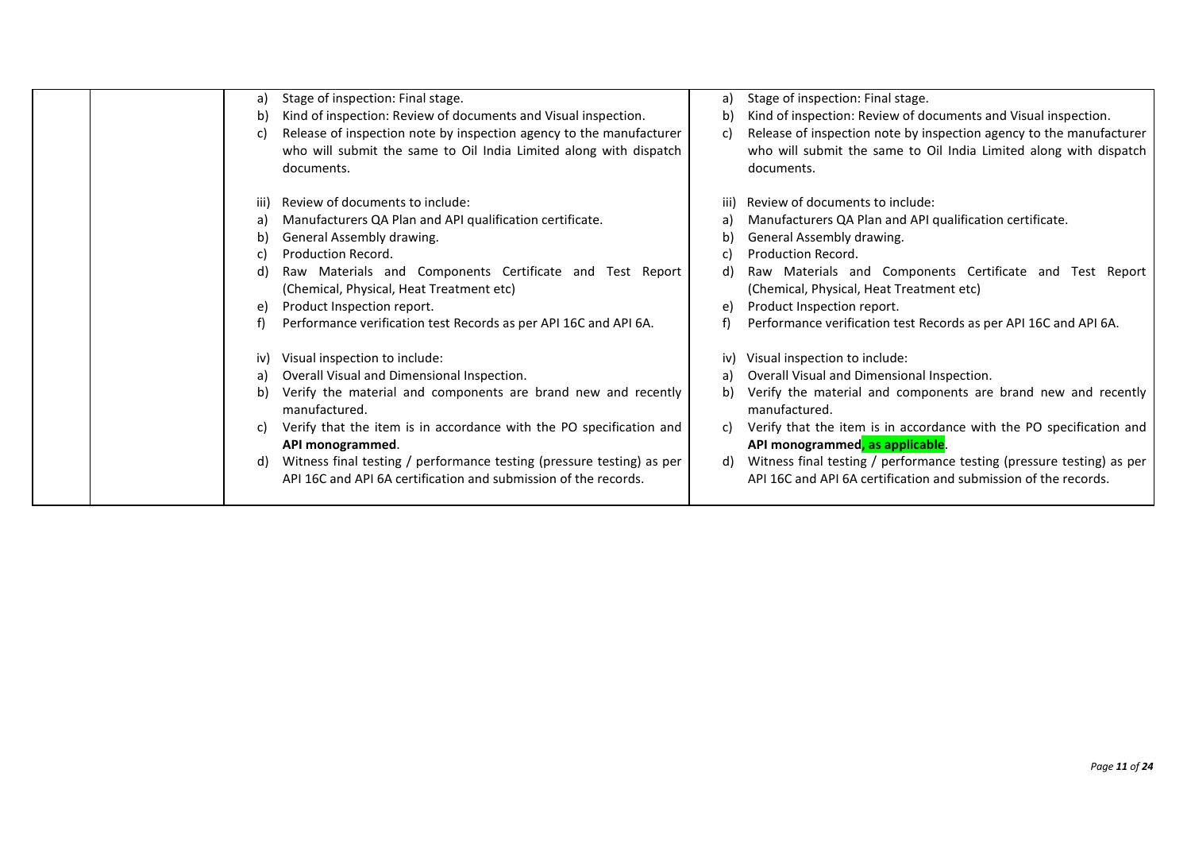| | | | |
|---|---|---|---|
| | | a) Stage of inspection: Final stage.<br>b) Kind of inspection: Review of documents and Visual inspection.<br>c) Release of inspection note by inspection agency to the manufacturer who will submit the same to Oil India Limited along with dispatch documents.<br><br>iii) Review of documents to include:<br>a) Manufacturers QA Plan and API qualification certificate.<br>b) General Assembly drawing.<br>c) Production Record.<br>d) Raw Materials and Components Certificate and Test Report (Chemical, Physical, Heat Treatment etc)<br>e) Product Inspection report.<br>f) Performance verification test Records as per API 16C and API 6A.<br><br>iv) Visual inspection to include:<br>a) Overall Visual and Dimensional Inspection.<br>b) Verify the material and components are brand new and recently manufactured.<br>c) Verify that the item is in accordance with the PO specification and **API monogrammed**.<br>d) Witness final testing / performance testing (pressure testing) as per API 16C and API 6A certification and submission of the records. | a) Stage of inspection: Final stage.<br>b) Kind of inspection: Review of documents and Visual inspection.<br>c) Release of inspection note by inspection agency to the manufacturer who will submit the same to Oil India Limited along with dispatch documents.<br><br>iii) Review of documents to include:<br>a) Manufacturers QA Plan and API qualification certificate.<br>b) General Assembly drawing.<br>c) Production Record.<br>d) Raw Materials and Components Certificate and Test Report (Chemical, Physical, Heat Treatment etc)<br>e) Product Inspection report.<br>f) Performance verification test Records as per API 16C and API 6A.<br><br>iv) Visual inspection to include:<br>a) Overall Visual and Dimensional Inspection.<br>b) Verify the material and components are brand new and recently manufactured.<br>c) Verify that the item is in accordance with the PO specification and **API monogrammed, as applicable**.<br>d) Witness final testing / performance testing (pressure testing) as per API 16C and API 6A certification and submission of the records. |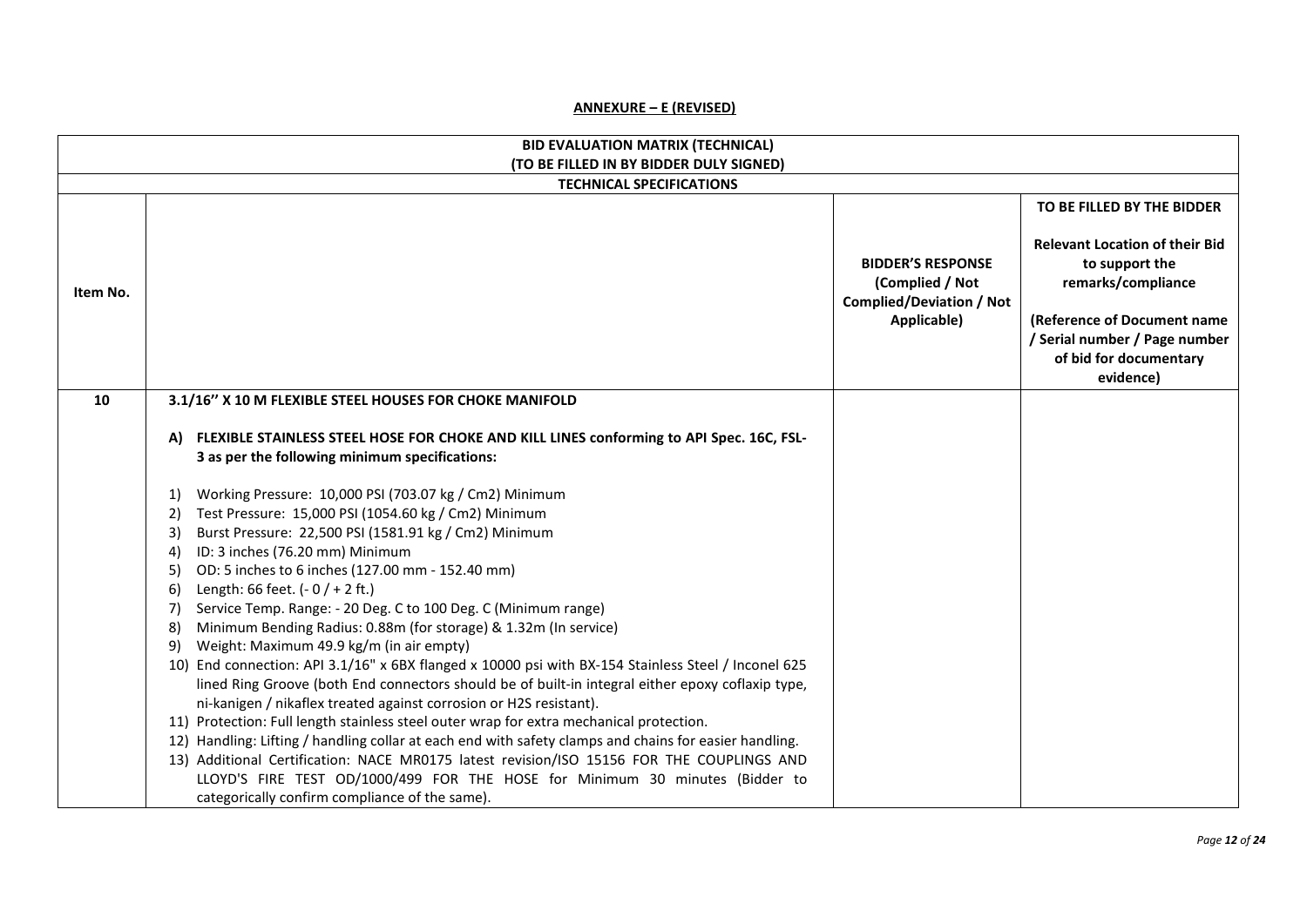## ANNEXURE – E (REVISED)

| BID EVALUATION MATRIX (TECHNICAL)<br>(TO BE FILLED IN BY BIDDER DULY SIGNED) | | | |
|---|---|---|---|
| **TECHNICAL SPECIFICATIONS** | | | |
| **Item No.** | | **BIDDER'S RESPONSE (Complied / Not Complied/Deviation / Not Applicable)** | **TO BE FILLED BY THE BIDDER**<br><br>**Relevant Location of their Bid to support the remarks/compliance**<br><br>**(Reference of Document name / Serial number / Page number of bid for documentary evidence)** |
| **10** | **3.1/16'' X 10 M FLEXIBLE STEEL HOUSES FOR CHOKE MANIFOLD**<br><br>**A) FLEXIBLE STAINLESS STEEL HOSE FOR CHOKE AND KILL LINES conforming to API Spec. 16C, FSL-3 as per the following minimum specifications:**<br><br>1) Working Pressure: 10,000 PSI (703.07 kg / Cm2) Minimum<br>2) Test Pressure: 15,000 PSI (1054.60 kg / Cm2) Minimum<br>3) Burst Pressure: 22,500 PSI (1581.91 kg / Cm2) Minimum<br>4) ID: 3 inches (76.20 mm) Minimum<br>5) OD: 5 inches to 6 inches (127.00 mm - 152.40 mm)<br>6) Length: 66 feet. (- 0 / + 2 ft.)<br>7) Service Temp. Range: - 20 Deg. C to 100 Deg. C (Minimum range)<br>8) Minimum Bending Radius: 0.88m (for storage) & 1.32m (In service)<br>9) Weight: Maximum 49.9 kg/m (in air empty)<br>10) End connection: API 3.1/16" x 6BX flanged x 10000 psi with BX-154 Stainless Steel / Inconel 625 lined Ring Groove (both End connectors should be of built-in integral either epoxy coflaxip type, ni-kanigen / nikaflex treated against corrosion or H2S resistant).<br>11) Protection: Full length stainless steel outer wrap for extra mechanical protection.<br>12) Handling: Lifting / handling collar at each end with safety clamps and chains for easier handling.<br>13) Additional Certification: NACE MR0175 latest revision/ISO 15156 FOR THE COUPLINGS AND LLOYD'S FIRE TEST OD/1000/499 FOR THE HOSE for Minimum 30 minutes (Bidder to categorically confirm compliance of the same). | | |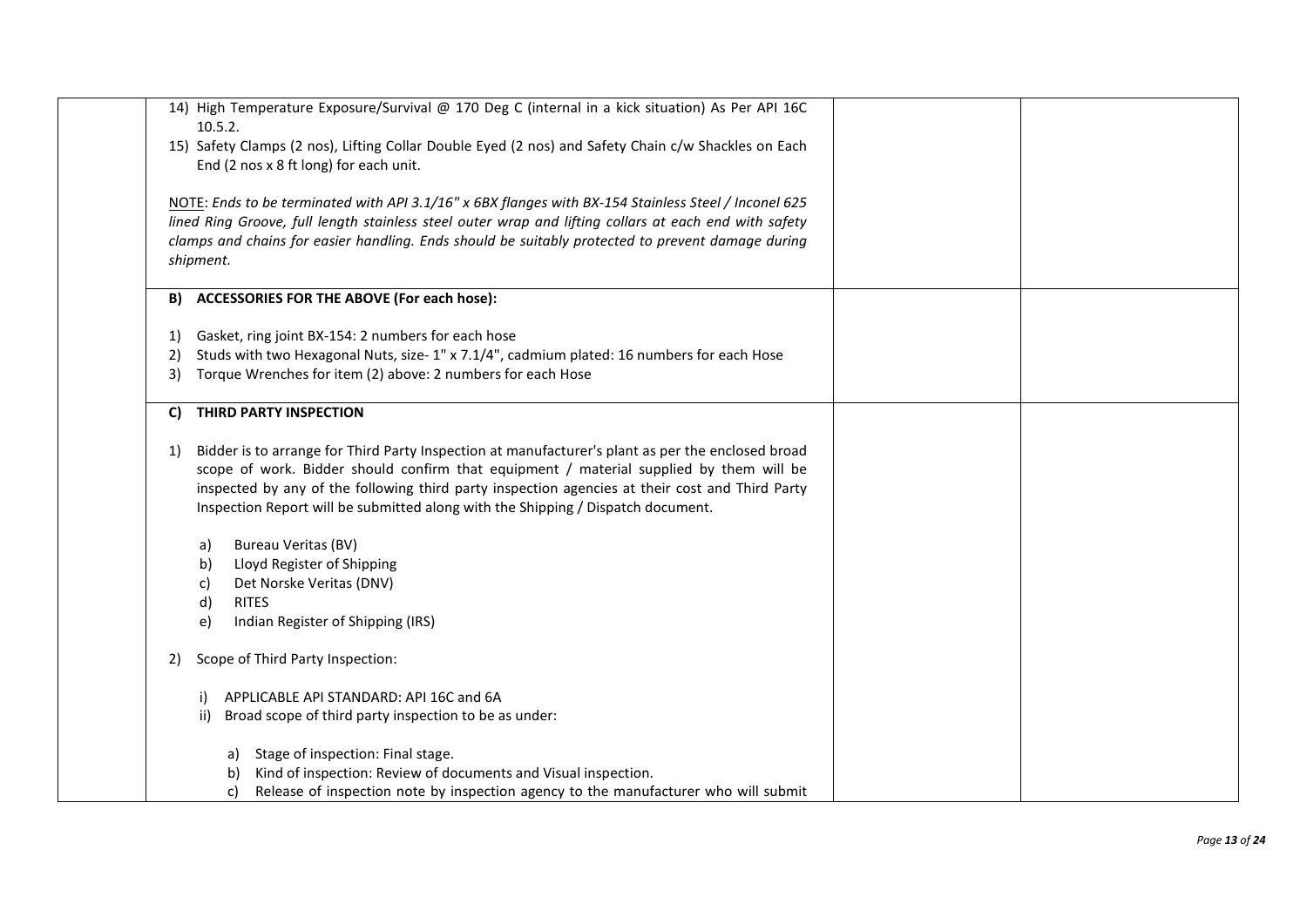| | | | |
|---|---|---|---|
| | 14) High Temperature Exposure/Survival @ 170 Deg C (internal in a kick situation) As Per API 16C 10.5.2.<br>15) Safety Clamps (2 nos), Lifting Collar Double Eyed (2 nos) and Safety Chain c/w Shackles on Each End (2 nos x 8 ft long) for each unit.<br><br>NOTE: *Ends to be terminated with API 3.1/16" x 6BX flanges with BX-154 Stainless Steel / Inconel 625 lined Ring Groove, full length stainless steel outer wrap and lifting collars at each end with safety clamps and chains for easier handling. Ends should be suitably protected to prevent damage during shipment.* | | |
| | **B) ACCESSORIES FOR THE ABOVE (For each hose):**<br><br>1) Gasket, ring joint BX-154: 2 numbers for each hose<br>2) Studs with two Hexagonal Nuts, size- 1" x 7.1/4", cadmium plated: 16 numbers for each Hose<br>3) Torque Wrenches for item (2) above: 2 numbers for each Hose | | |
| | **C) THIRD PARTY INSPECTION**<br><br>1) Bidder is to arrange for Third Party Inspection at manufacturer's plant as per the enclosed broad scope of work. Bidder should confirm that equipment / material supplied by them will be inspected by any of the following third party inspection agencies at their cost and Third Party Inspection Report will be submitted along with the Shipping / Dispatch document.<br><br>a) Bureau Veritas (BV)<br>b) Lloyd Register of Shipping<br>c) Det Norske Veritas (DNV)<br>d) RITES<br>e) Indian Register of Shipping (IRS)<br><br>2) Scope of Third Party Inspection:<br><br>i) APPLICABLE API STANDARD: API 16C and 6A<br>ii) Broad scope of third party inspection to be as under:<br><br>a) Stage of inspection: Final stage.<br>b) Kind of inspection: Review of documents and Visual inspection.<br>c) Release of inspection note by inspection agency to the manufacturer who will submit | | |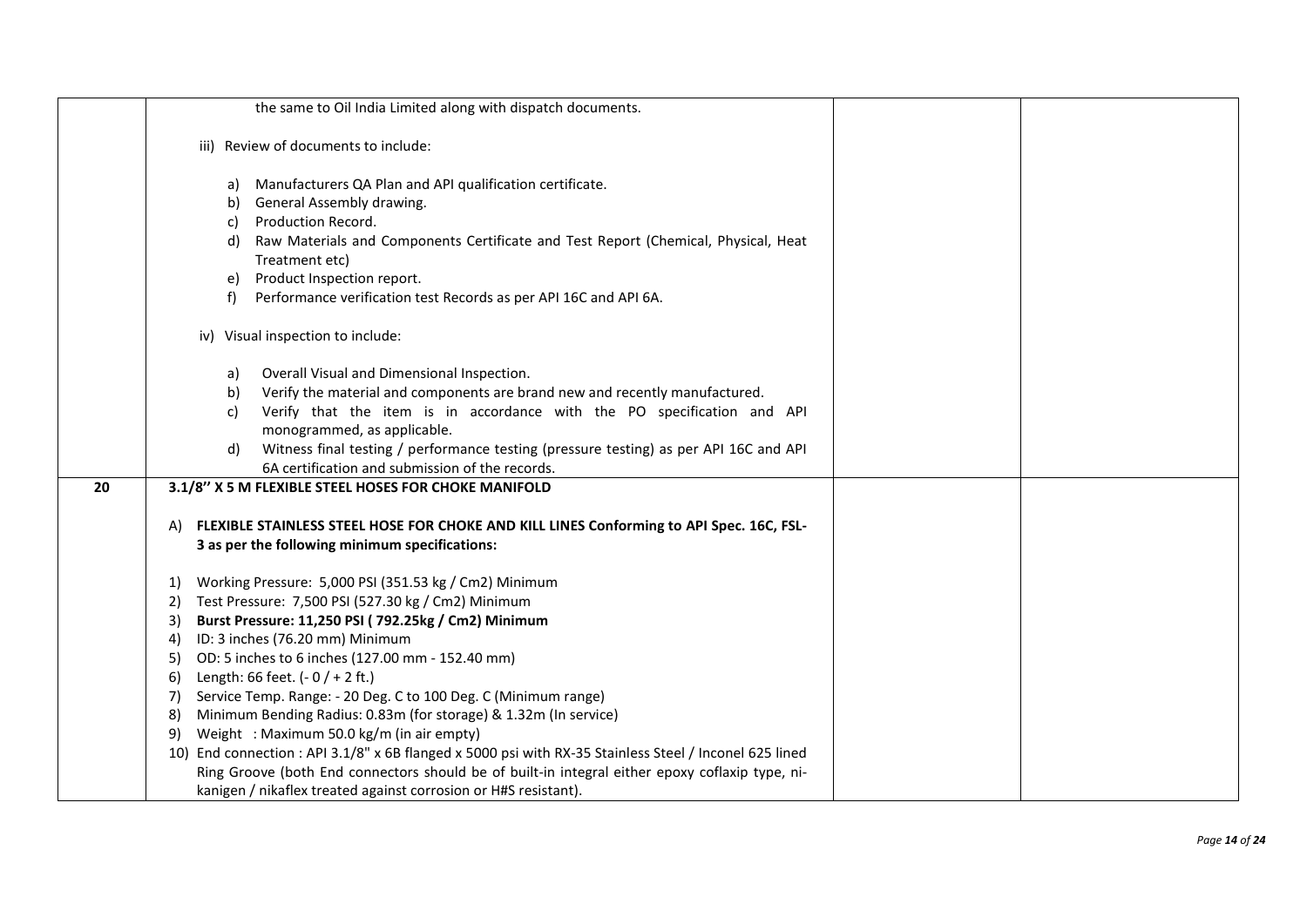| | | | |
|---|---|---|---|
| | the same to Oil India Limited along with dispatch documents.<br><br>iii) Review of documents to include:<br><br>a) Manufacturers QA Plan and API qualification certificate.<br>b) General Assembly drawing.<br>c) Production Record.<br>d) Raw Materials and Components Certificate and Test Report (Chemical, Physical, Heat Treatment etc)<br>e) Product Inspection report.<br>f) Performance verification test Records as per API 16C and API 6A.<br><br>iv) Visual inspection to include:<br><br>a) Overall Visual and Dimensional Inspection.<br>b) Verify the material and components are brand new and recently manufactured.<br>c) Verify that the item is in accordance with the PO specification and API monogrammed, as applicable.<br>d) Witness final testing / performance testing (pressure testing) as per API 16C and API 6A certification and submission of the records. | | |
| **20** | **3.1/8" X 5 M FLEXIBLE STEEL HOSES FOR CHOKE MANIFOLD**<br><br>A) **FLEXIBLE STAINLESS STEEL HOSE FOR CHOKE AND KILL LINES Conforming to API Spec. 16C, FSL-3 as per the following minimum specifications:**<br><br>1) Working Pressure: 5,000 PSI (351.53 kg / Cm2) Minimum<br>2) Test Pressure: 7,500 PSI (527.30 kg / Cm2) Minimum<br>3) **Burst Pressure: 11,250 PSI ( 792.25kg / Cm2) Minimum**<br>4) ID: 3 inches (76.20 mm) Minimum<br>5) OD: 5 inches to 6 inches (127.00 mm - 152.40 mm)<br>6) Length: 66 feet. (- 0 / + 2 ft.)<br>7) Service Temp. Range: - 20 Deg. C to 100 Deg. C (Minimum range)<br>8) Minimum Bending Radius: 0.83m (for storage) & 1.32m (In service)<br>9) Weight : Maximum 50.0 kg/m (in air empty)<br>10) End connection : API 3.1/8" x 6B flanged x 5000 psi with RX-35 Stainless Steel / Inconel 625 lined Ring Groove (both End connectors should be of built-in integral either epoxy coflaxip type, ni-kanigen / nikaflex treated against corrosion or H#S resistant). | | |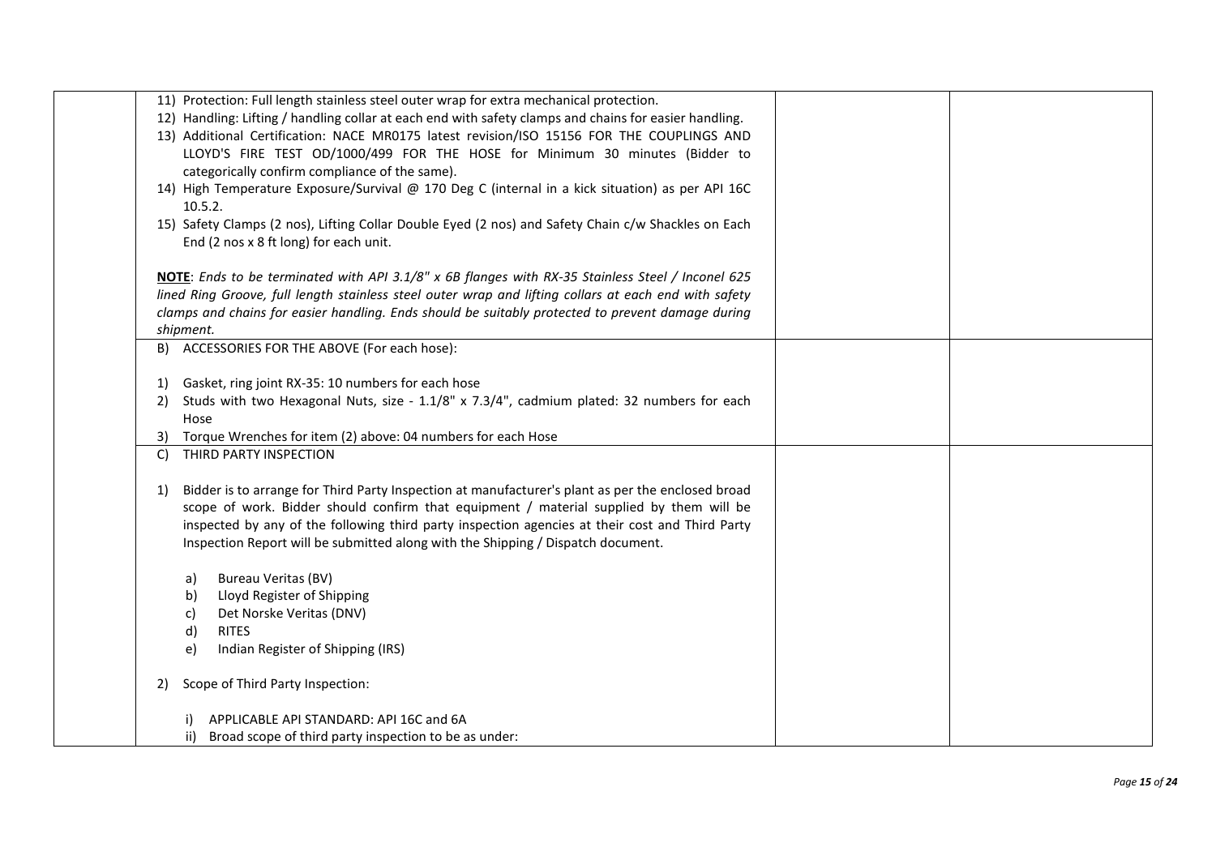| | | | |
|---|---|---|---|
| | 11) Protection: Full length stainless steel outer wrap for extra mechanical protection.<br>12) Handling: Lifting / handling collar at each end with safety clamps and chains for easier handling.<br>13) Additional Certification: NACE MR0175 latest revision/ISO 15156 FOR THE COUPLINGS AND LLOYD'S FIRE TEST OD/1000/499 FOR THE HOSE for Minimum 30 minutes (Bidder to categorically confirm compliance of the same).<br>14) High Temperature Exposure/Survival @ 170 Deg C (internal in a kick situation) as per API 16C 10.5.2.<br>15) Safety Clamps (2 nos), Lifting Collar Double Eyed (2 nos) and Safety Chain c/w Shackles on Each End (2 nos x 8 ft long) for each unit.<br><br>**NOTE**: *Ends to be terminated with API 3.1/8" x 6B flanges with RX-35 Stainless Steel / Inconel 625 lined Ring Groove, full length stainless steel outer wrap and lifting collars at each end with safety clamps and chains for easier handling. Ends should be suitably protected to prevent damage during shipment.* | | |
| | B) ACCESSORIES FOR THE ABOVE (For each hose):<br><br>1) Gasket, ring joint RX-35: 10 numbers for each hose<br>2) Studs with two Hexagonal Nuts, size - 1.1/8" x 7.3/4", cadmium plated: 32 numbers for each Hose<br>3) Torque Wrenches for item (2) above: 04 numbers for each Hose | | |
| | C) THIRD PARTY INSPECTION<br><br>1) Bidder is to arrange for Third Party Inspection at manufacturer's plant as per the enclosed broad scope of work. Bidder should confirm that equipment / material supplied by them will be inspected by any of the following third party inspection agencies at their cost and Third Party Inspection Report will be submitted along with the Shipping / Dispatch document.<br><br>a) Bureau Veritas (BV)<br>b) Lloyd Register of Shipping<br>c) Det Norske Veritas (DNV)<br>d) RITES<br>e) Indian Register of Shipping (IRS)<br><br>2) Scope of Third Party Inspection:<br><br>i) APPLICABLE API STANDARD: API 16C and 6A<br>ii) Broad scope of third party inspection to be as under: | | |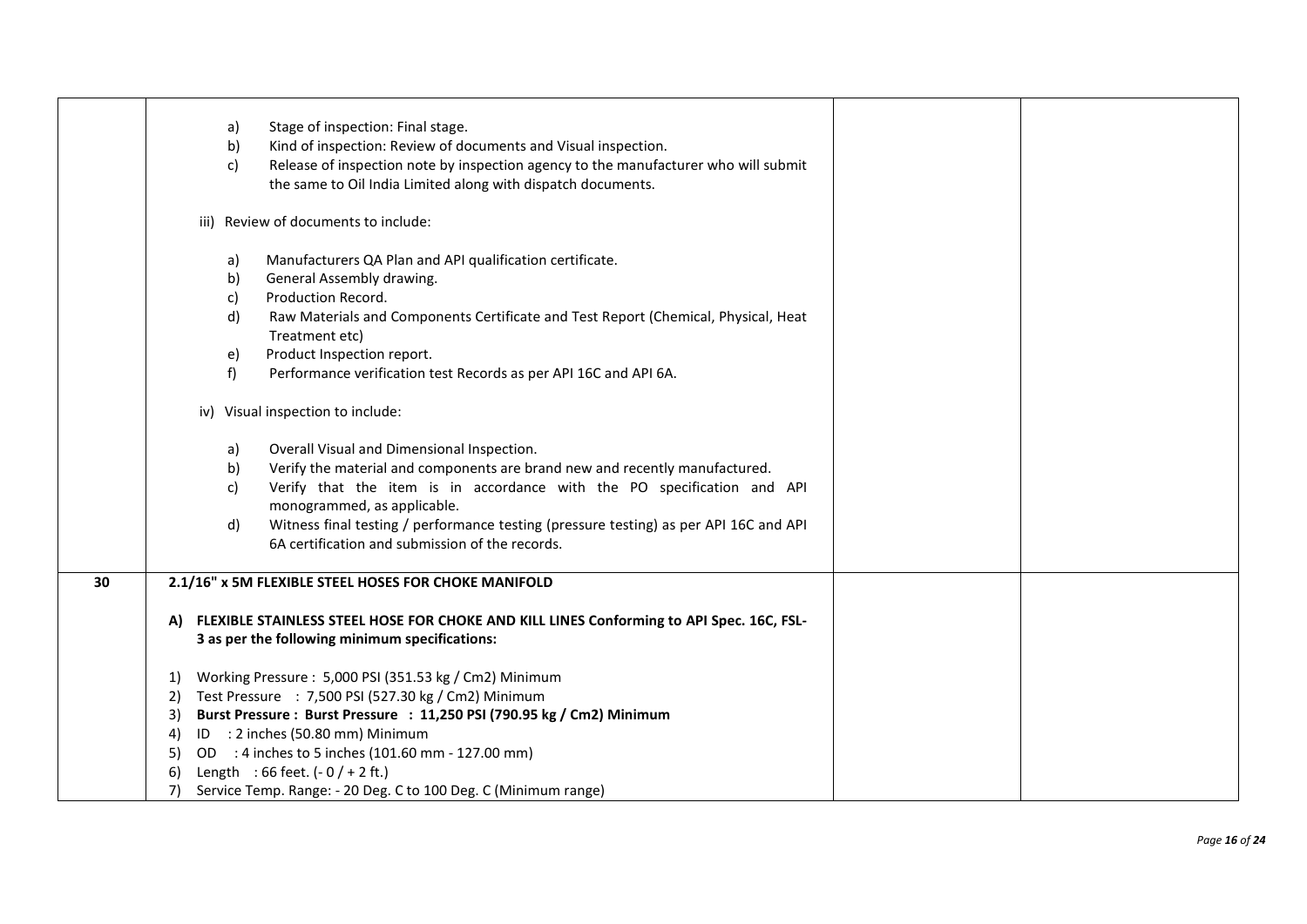| | | | |
|---|---|---|---|
| | a) Stage of inspection: Final stage.<br>b) Kind of inspection: Review of documents and Visual inspection.<br>c) Release of inspection note by inspection agency to the manufacturer who will submit the same to Oil India Limited along with dispatch documents.<br><br>iii) Review of documents to include:<br><br>a) Manufacturers QA Plan and API qualification certificate.<br>b) General Assembly drawing.<br>c) Production Record.<br>d) Raw Materials and Components Certificate and Test Report (Chemical, Physical, Heat Treatment etc)<br>e) Product Inspection report.<br>f) Performance verification test Records as per API 16C and API 6A.<br><br>iv) Visual inspection to include:<br><br>a) Overall Visual and Dimensional Inspection.<br>b) Verify the material and components are brand new and recently manufactured.<br>c) Verify that the item is in accordance with the PO specification and API monogrammed, as applicable.<br>d) Witness final testing / performance testing (pressure testing) as per API 16C and API 6A certification and submission of the records. | | |
| 30 | **2.1/16" x 5M FLEXIBLE STEEL HOSES FOR CHOKE MANIFOLD**<br><br>**A) FLEXIBLE STAINLESS STEEL HOSE FOR CHOKE AND KILL LINES Conforming to API Spec. 16C, FSL-3 as per the following minimum specifications:**<br><br>1) Working Pressure : 5,000 PSI (351.53 kg / Cm2) Minimum<br>2) Test Pressure : 7,500 PSI (527.30 kg / Cm2) Minimum<br>3) **Burst Pressure : Burst Pressure : 11,250 PSI (790.95 kg / Cm2) Minimum**<br>4) ID : 2 inches (50.80 mm) Minimum<br>5) OD : 4 inches to 5 inches (101.60 mm - 127.00 mm)<br>6) Length : 66 feet. (- 0 / + 2 ft.)<br>7) Service Temp. Range: - 20 Deg. C to 100 Deg. C (Minimum range) | | |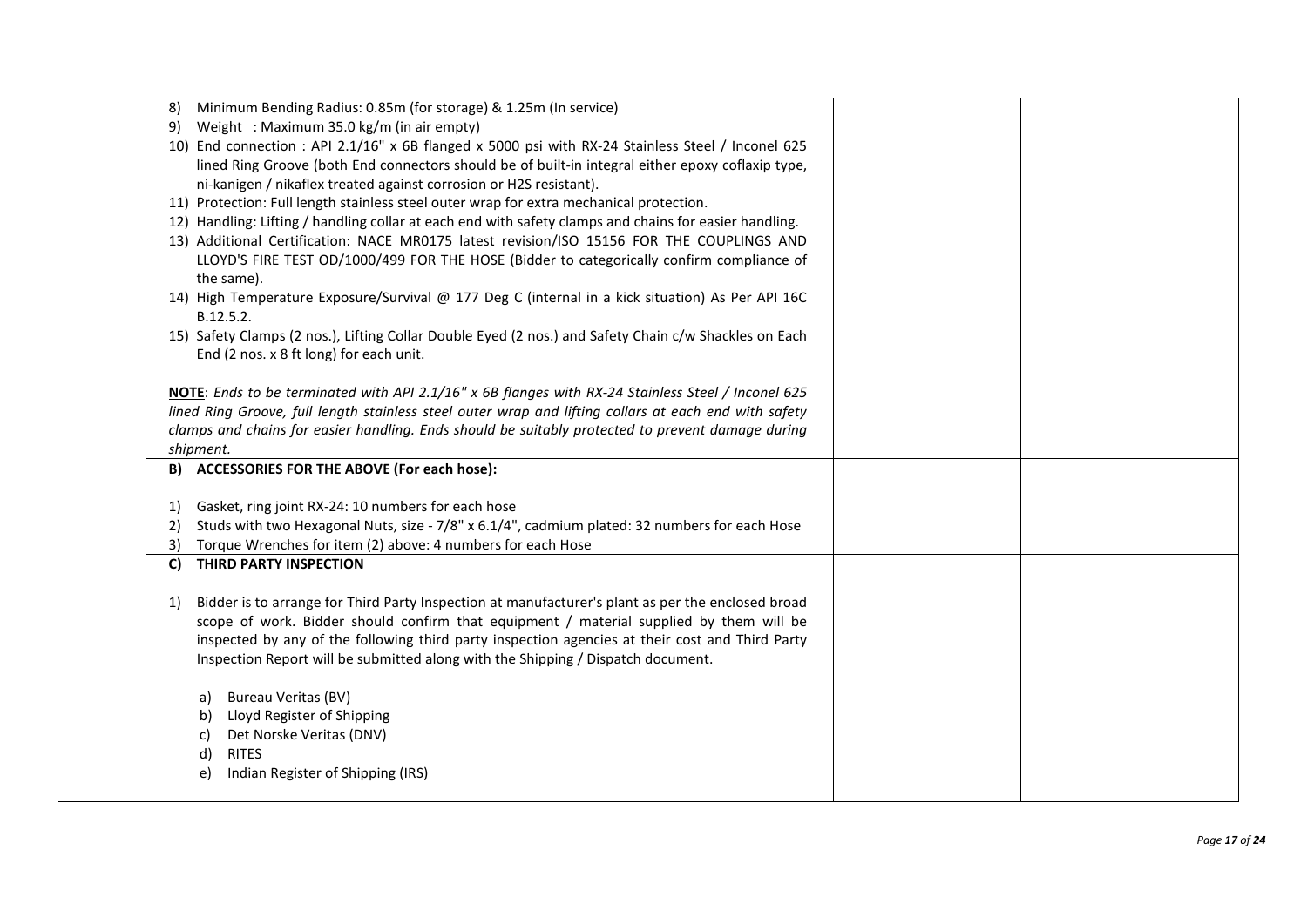| | | | |
|---|---|---|---|
| | 8) Minimum Bending Radius: 0.85m (for storage) & 1.25m (In service)<br>9) Weight : Maximum 35.0 kg/m (in air empty)<br>10) End connection : API 2.1/16" x 6B flanged x 5000 psi with RX-24 Stainless Steel / Inconel 625 lined Ring Groove (both End connectors should be of built-in integral either epoxy coflaxip type, ni-kanigen / nikaflex treated against corrosion or H2S resistant).<br>11) Protection: Full length stainless steel outer wrap for extra mechanical protection.<br>12) Handling: Lifting / handling collar at each end with safety clamps and chains for easier handling.<br>13) Additional Certification: NACE MR0175 latest revision/ISO 15156 FOR THE COUPLINGS AND LLOYD'S FIRE TEST OD/1000/499 FOR THE HOSE (Bidder to categorically confirm compliance of the same).<br>14) High Temperature Exposure/Survival @ 177 Deg C (internal in a kick situation) As Per API 16C B.12.5.2.<br>15) Safety Clamps (2 nos.), Lifting Collar Double Eyed (2 nos.) and Safety Chain c/w Shackles on Each End (2 nos. x 8 ft long) for each unit.<br><br>**NOTE**: *Ends to be terminated with API 2.1/16" x 6B flanges with RX-24 Stainless Steel / Inconel 625 lined Ring Groove, full length stainless steel outer wrap and lifting collars at each end with safety clamps and chains for easier handling. Ends should be suitably protected to prevent damage during shipment.* | | |
| | **B) ACCESSORIES FOR THE ABOVE (For each hose):**<br><br>1) Gasket, ring joint RX-24: 10 numbers for each hose<br>2) Studs with two Hexagonal Nuts, size - 7/8" x 6.1/4", cadmium plated: 32 numbers for each Hose<br>3) Torque Wrenches for item (2) above: 4 numbers for each Hose | | |
| | **C) THIRD PARTY INSPECTION**<br><br>1) Bidder is to arrange for Third Party Inspection at manufacturer's plant as per the enclosed broad scope of work. Bidder should confirm that equipment / material supplied by them will be inspected by any of the following third party inspection agencies at their cost and Third Party Inspection Report will be submitted along with the Shipping / Dispatch document.<br><br>a) Bureau Veritas (BV)<br>b) Lloyd Register of Shipping<br>c) Det Norske Veritas (DNV)<br>d) RITES<br>e) Indian Register of Shipping (IRS) | | |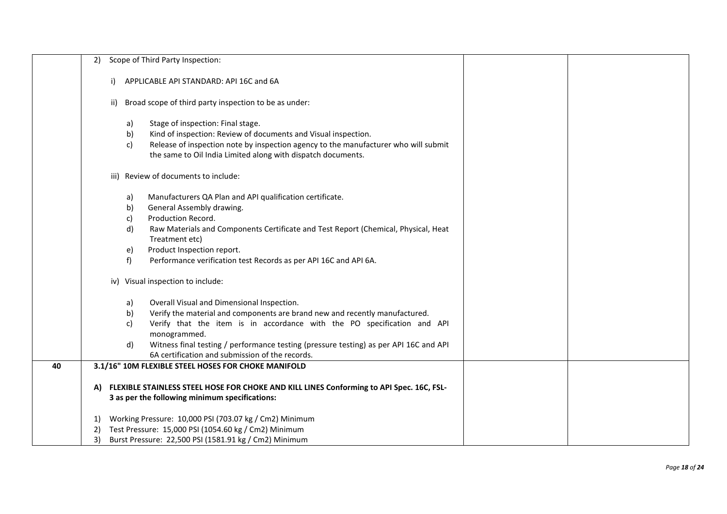| | | | |
|---|---|---|---|
| | 2) Scope of Third Party Inspection:<br><br>i) APPLICABLE API STANDARD: API 16C and 6A<br><br>ii) Broad scope of third party inspection to be as under:<br><br>a) Stage of inspection: Final stage.<br>b) Kind of inspection: Review of documents and Visual inspection.<br>c) Release of inspection note by inspection agency to the manufacturer who will submit the same to Oil India Limited along with dispatch documents.<br><br>iii) Review of documents to include:<br><br>a) Manufacturers QA Plan and API qualification certificate.<br>b) General Assembly drawing.<br>c) Production Record.<br>d) Raw Materials and Components Certificate and Test Report (Chemical, Physical, Heat Treatment etc)<br>e) Product Inspection report.<br>f) Performance verification test Records as per API 16C and API 6A.<br><br>iv) Visual inspection to include:<br><br>a) Overall Visual and Dimensional Inspection.<br>b) Verify the material and components are brand new and recently manufactured.<br>c) Verify that the item is in accordance with the PO specification and API monogrammed.<br>d) Witness final testing / performance testing (pressure testing) as per API 16C and API 6A certification and submission of the records. | | |
| **40** | **3.1/16" 10M FLEXIBLE STEEL HOSES FOR CHOKE MANIFOLD**<br><br>**A) FLEXIBLE STAINLESS STEEL HOSE FOR CHOKE AND KILL LINES Conforming to API Spec. 16C, FSL-3 as per the following minimum specifications:**<br><br>1) Working Pressure: 10,000 PSI (703.07 kg / Cm2) Minimum<br>2) Test Pressure: 15,000 PSI (1054.60 kg / Cm2) Minimum<br>3) Burst Pressure: 22,500 PSI (1581.91 kg / Cm2) Minimum | | |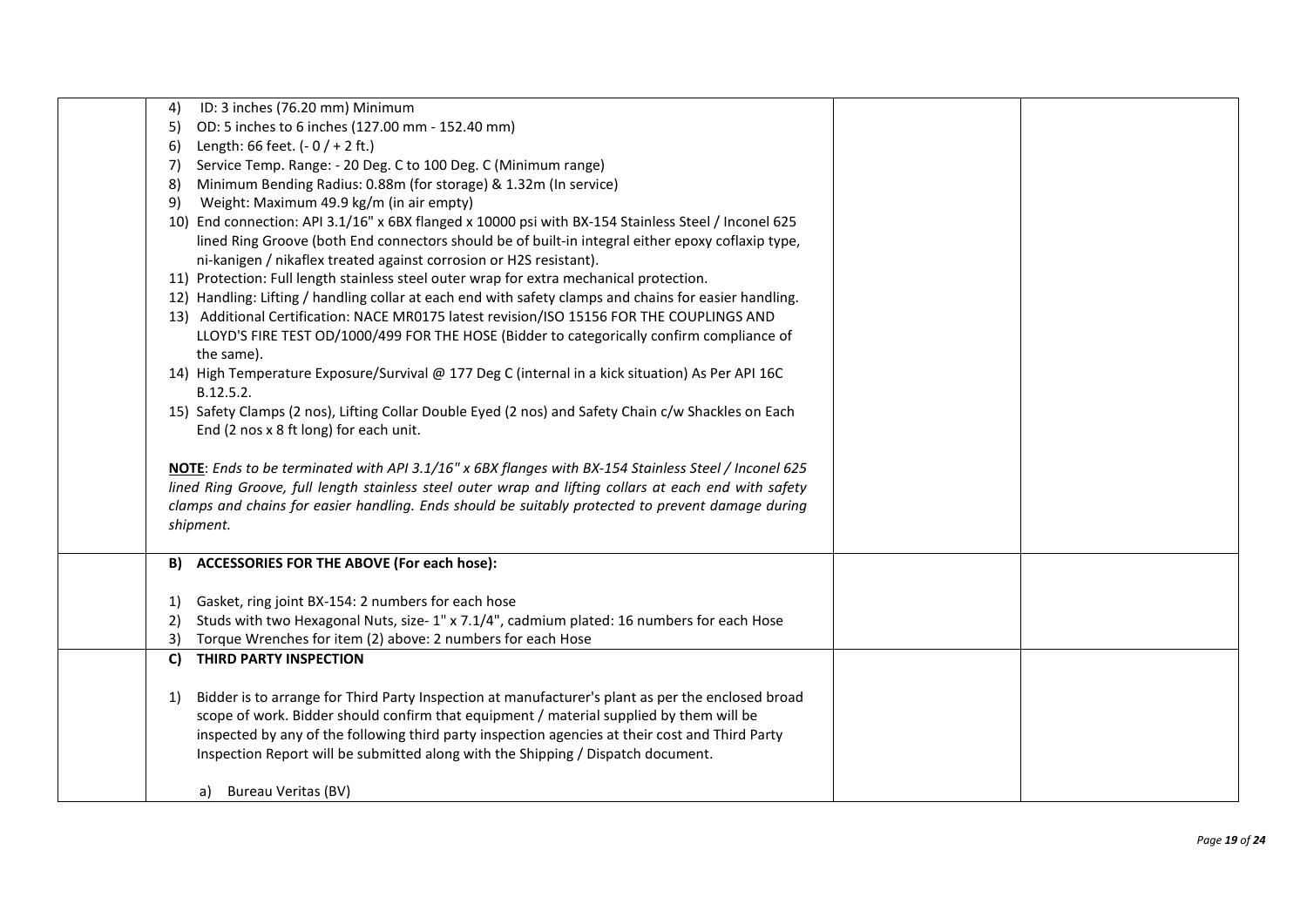| | | | |
|---|---|---|---|
| | 4) ID: 3 inches (76.20 mm) Minimum<br>5) OD: 5 inches to 6 inches (127.00 mm - 152.40 mm)<br>6) Length: 66 feet. (- 0 / + 2 ft.)<br>7) Service Temp. Range: - 20 Deg. C to 100 Deg. C (Minimum range)<br>8) Minimum Bending Radius: 0.88m (for storage) & 1.32m (In service)<br>9) Weight: Maximum 49.9 kg/m (in air empty)<br>10) End connection: API 3.1/16" x 6BX flanged x 10000 psi with BX-154 Stainless Steel / Inconel 625 lined Ring Groove (both End connectors should be of built-in integral either epoxy coflaxip type, ni-kanigen / nikaflex treated against corrosion or H2S resistant).<br>11) Protection: Full length stainless steel outer wrap for extra mechanical protection.<br>12) Handling: Lifting / handling collar at each end with safety clamps and chains for easier handling.<br>13) Additional Certification: NACE MR0175 latest revision/ISO 15156 FOR THE COUPLINGS AND LLOYD'S FIRE TEST OD/1000/499 FOR THE HOSE (Bidder to categorically confirm compliance of the same).<br>14) High Temperature Exposure/Survival @ 177 Deg C (internal in a kick situation) As Per API 16C B.12.5.2.<br>15) Safety Clamps (2 nos), Lifting Collar Double Eyed (2 nos) and Safety Chain c/w Shackles on Each End (2 nos x 8 ft long) for each unit.<br><br>**NOTE**: *Ends to be terminated with API 3.1/16" x 6BX flanges with BX-154 Stainless Steel / Inconel 625 lined Ring Groove, full length stainless steel outer wrap and lifting collars at each end with safety clamps and chains for easier handling. Ends should be suitably protected to prevent damage during shipment.* | | |
| | **B) ACCESSORIES FOR THE ABOVE (For each hose):**<br><br>1) Gasket, ring joint BX-154: 2 numbers for each hose<br>2) Studs with two Hexagonal Nuts, size- 1" x 7.1/4", cadmium plated: 16 numbers for each Hose<br>3) Torque Wrenches for item (2) above: 2 numbers for each Hose | | |
| | **C) THIRD PARTY INSPECTION**<br><br>1) Bidder is to arrange for Third Party Inspection at manufacturer's plant as per the enclosed broad scope of work. Bidder should confirm that equipment / material supplied by them will be inspected by any of the following third party inspection agencies at their cost and Third Party Inspection Report will be submitted along with the Shipping / Dispatch document.<br><br>a) Bureau Veritas (BV) | | |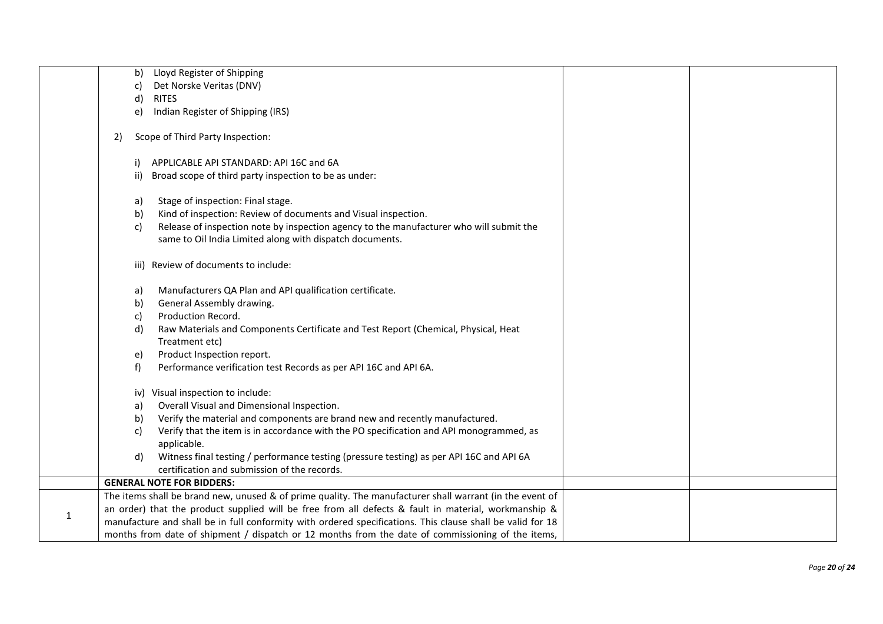| | | | |
|---|---|---|---|
| | b) Lloyd Register of Shipping<br>c) Det Norske Veritas (DNV)<br>d) RITES<br>e) Indian Register of Shipping (IRS)<br><br>2) Scope of Third Party Inspection:<br><br>i) APPLICABLE API STANDARD: API 16C and 6A<br>ii) Broad scope of third party inspection to be as under:<br><br>a) Stage of inspection: Final stage.<br>b) Kind of inspection: Review of documents and Visual inspection.<br>c) Release of inspection note by inspection agency to the manufacturer who will submit the same to Oil India Limited along with dispatch documents.<br><br>iii) Review of documents to include:<br><br>a) Manufacturers QA Plan and API qualification certificate.<br>b) General Assembly drawing.<br>c) Production Record.<br>d) Raw Materials and Components Certificate and Test Report (Chemical, Physical, Heat Treatment etc)<br>e) Product Inspection report.<br>f) Performance verification test Records as per API 16C and API 6A.<br><br>iv) Visual inspection to include:<br>a) Overall Visual and Dimensional Inspection.<br>b) Verify the material and components are brand new and recently manufactured.<br>c) Verify that the item is in accordance with the PO specification and API monogrammed, as applicable.<br>d) Witness final testing / performance testing (pressure testing) as per API 16C and API 6A certification and submission of the records. | | |
| | **GENERAL NOTE FOR BIDDERS:** | | |
| 1 | The items shall be brand new, unused & of prime quality. The manufacturer shall warrant (in the event of an order) that the product supplied will be free from all defects & fault in material, workmanship & manufacture and shall be in full conformity with ordered specifications. This clause shall be valid for 18 months from date of shipment / dispatch or 12 months from the date of commissioning of the items, | | |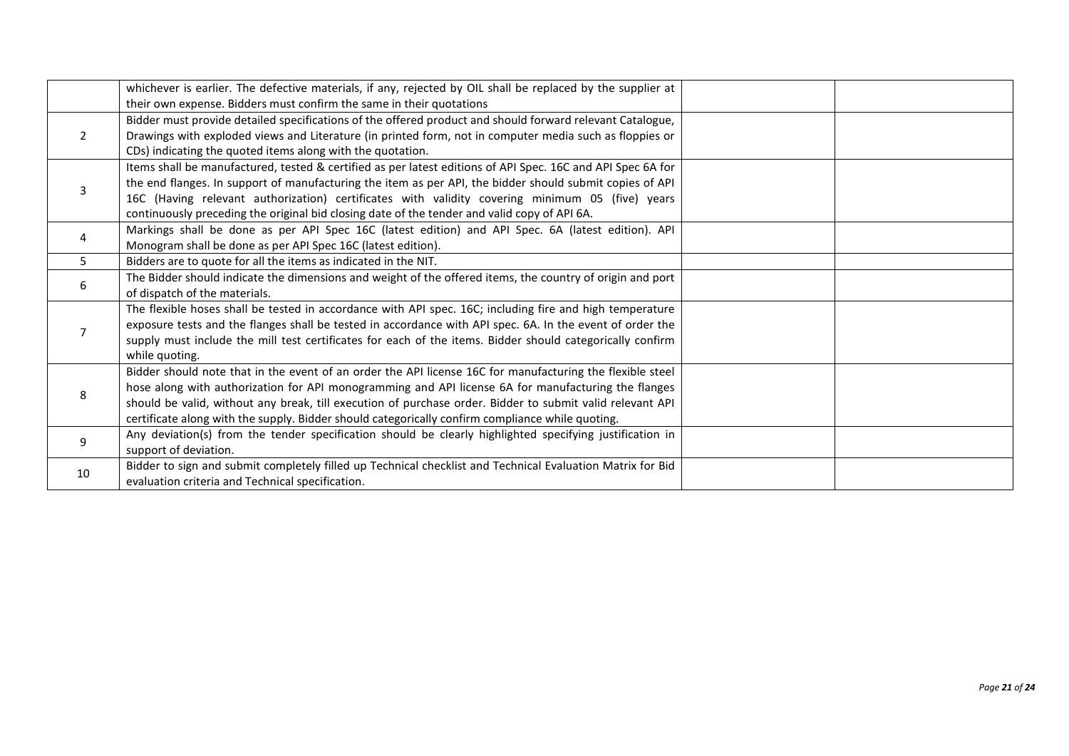| | | | |
|---|---|---|---|
| | whichever is earlier. The defective materials, if any, rejected by OIL shall be replaced by the supplier at their own expense. Bidders must confirm the same in their quotations | | |
| 2 | Bidder must provide detailed specifications of the offered product and should forward relevant Catalogue, Drawings with exploded views and Literature (in printed form, not in computer media such as floppies or CDs) indicating the quoted items along with the quotation. | | |
| 3 | Items shall be manufactured, tested & certified as per latest editions of API Spec. 16C and API Spec 6A for the end flanges. In support of manufacturing the item as per API, the bidder should submit copies of API 16C (Having relevant authorization) certificates with validity covering minimum 05 (five) years continuously preceding the original bid closing date of the tender and valid copy of API 6A. | | |
| 4 | Markings shall be done as per API Spec 16C (latest edition) and API Spec. 6A (latest edition). API Monogram shall be done as per API Spec 16C (latest edition). | | |
| 5. | Bidders are to quote for all the items as indicated in the NIT. | | |
| 6 | The Bidder should indicate the dimensions and weight of the offered items, the country of origin and port of dispatch of the materials. | | |
| 7 | The flexible hoses shall be tested in accordance with API spec. 16C; including fire and high temperature exposure tests and the flanges shall be tested in accordance with API spec. 6A. In the event of order the supply must include the mill test certificates for each of the items. Bidder should categorically confirm while quoting. | | |
| 8 | Bidder should note that in the event of an order the API license 16C for manufacturing the flexible steel hose along with authorization for API monogramming and API license 6A for manufacturing the flanges should be valid, without any break, till execution of purchase order. Bidder to submit valid relevant API certificate along with the supply. Bidder should categorically confirm compliance while quoting. | | |
| 9 | Any deviation(s) from the tender specification should be clearly highlighted specifying justification in support of deviation. | | |
| 10 | Bidder to sign and submit completely filled up Technical checklist and Technical Evaluation Matrix for Bid evaluation criteria and Technical specification. | | |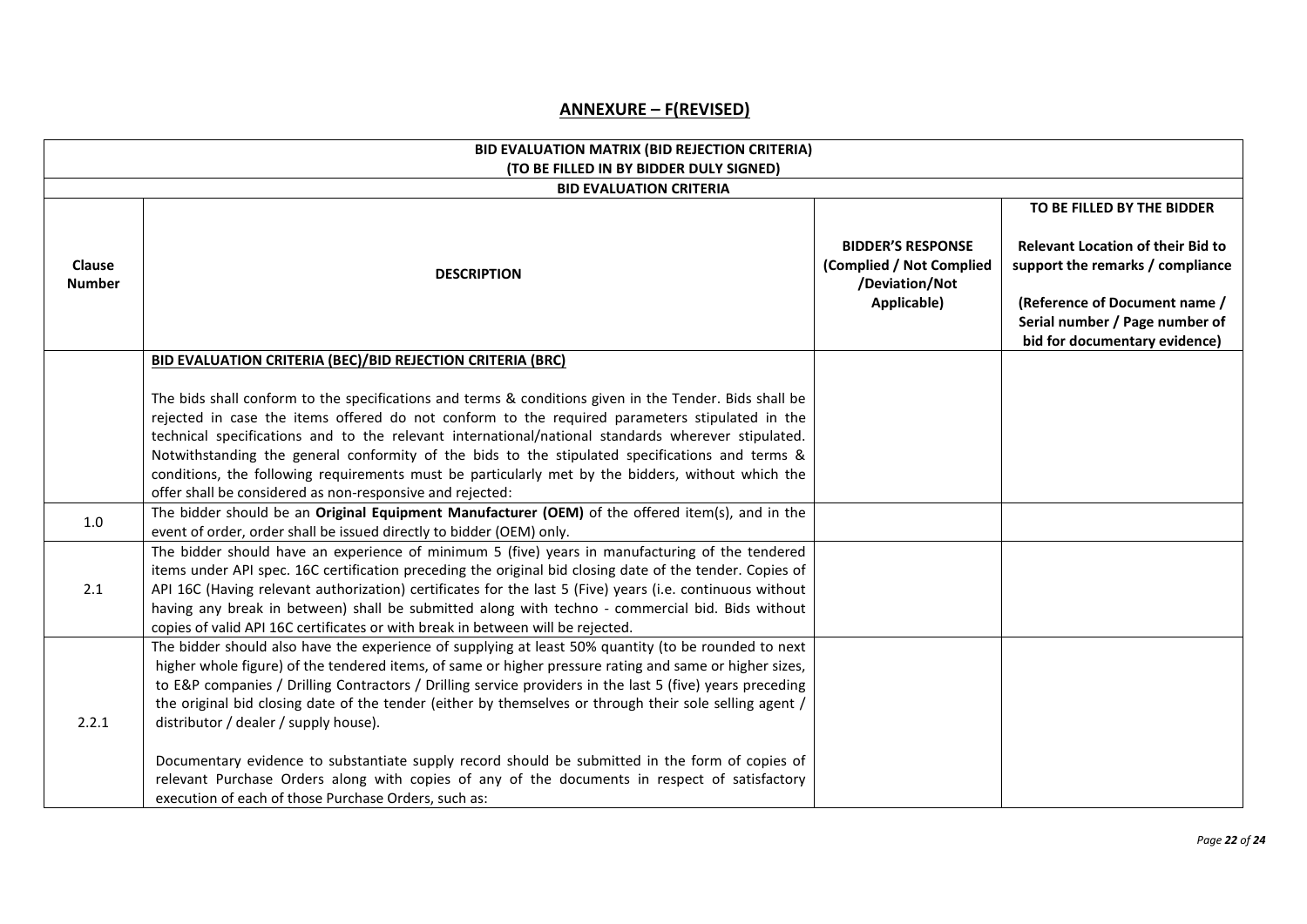## ANNEXURE – F(REVISED)

| BID EVALUATION MATRIX (BID REJECTION CRITERIA) (TO BE FILLED IN BY BIDDER DULY SIGNED) | | | |
|---|---|---|---|
| **BID EVALUATION CRITERIA** | | | |
| **Clause Number** | **DESCRIPTION** | **BIDDER'S RESPONSE (Complied / Not Complied /Deviation/Not Applicable)** | **TO BE FILLED BY THE BIDDER**<br><br>**Relevant Location of their Bid to support the remarks / compliance**<br><br>**(Reference of Document name / Serial number / Page number of bid for documentary evidence)** |
| | **BID EVALUATION CRITERIA (BEC)/BID REJECTION CRITERIA (BRC)**<br><br>The bids shall conform to the specifications and terms & conditions given in the Tender. Bids shall be rejected in case the items offered do not conform to the required parameters stipulated in the technical specifications and to the relevant international/national standards wherever stipulated. Notwithstanding the general conformity of the bids to the stipulated specifications and terms & conditions, the following requirements must be particularly met by the bidders, without which the offer shall be considered as non-responsive and rejected: | | |
| 1.0 | The bidder should be an **Original Equipment Manufacturer (OEM)** of the offered item(s), and in the event of order, order shall be issued directly to bidder (OEM) only. | | |
| 2.1 | The bidder should have an experience of minimum 5 (five) years in manufacturing of the tendered items under API spec. 16C certification preceding the original bid closing date of the tender. Copies of API 16C (Having relevant authorization) certificates for the last 5 (Five) years (i.e. continuous without having any break in between) shall be submitted along with techno - commercial bid. Bids without copies of valid API 16C certificates or with break in between will be rejected. | | |
| 2.2.1 | The bidder should also have the experience of supplying at least 50% quantity (to be rounded to next higher whole figure) of the tendered items, of same or higher pressure rating and same or higher sizes, to E&P companies / Drilling Contractors / Drilling service providers in the last 5 (five) years preceding the original bid closing date of the tender (either by themselves or through their sole selling agent / distributor / dealer / supply house).<br><br>Documentary evidence to substantiate supply record should be submitted in the form of copies of relevant Purchase Orders along with copies of any of the documents in respect of satisfactory execution of each of those Purchase Orders, such as: | | |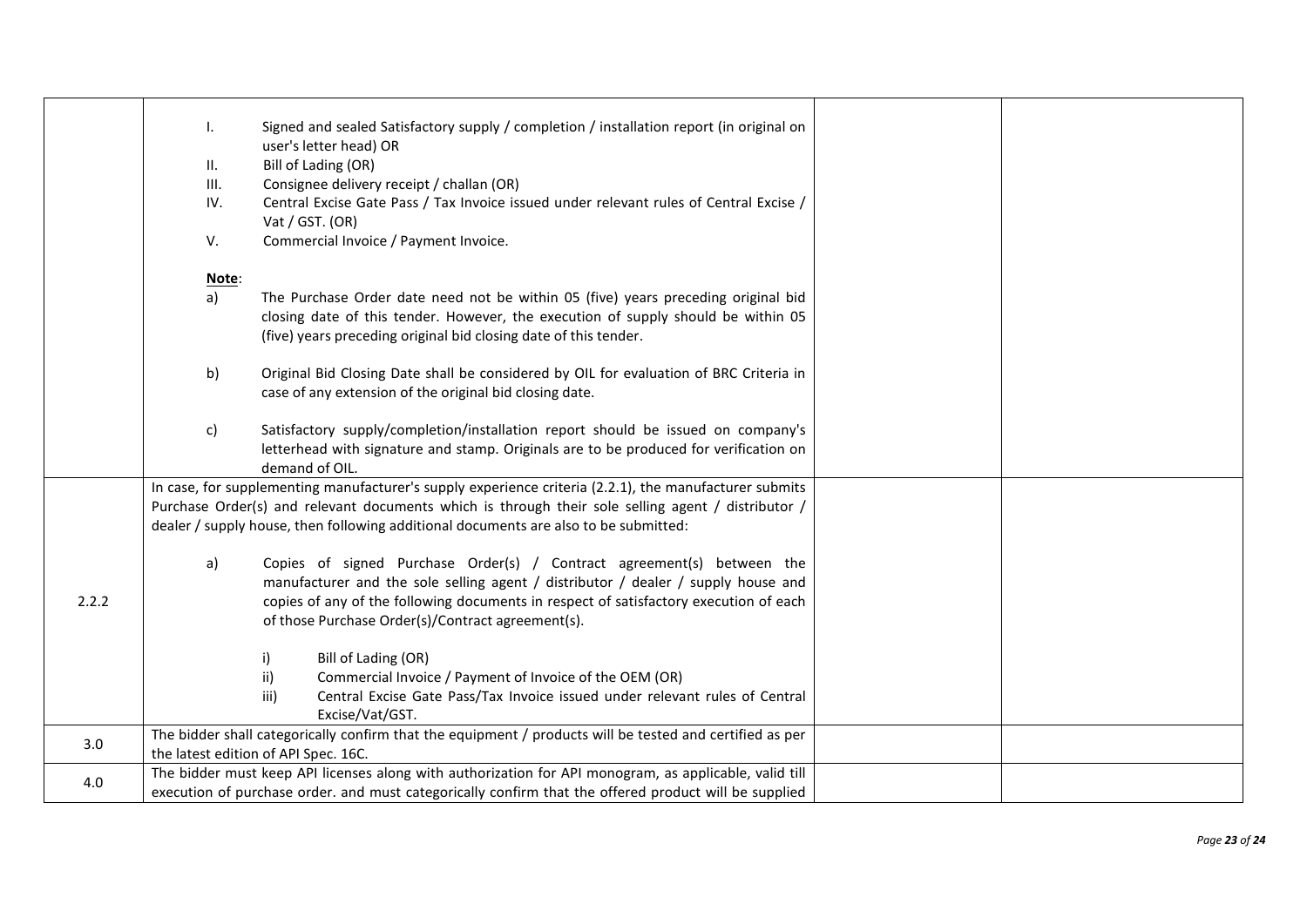| | | | |
|---|---|---|---|
| | I. Signed and sealed Satisfactory supply / completion / installation report (in original on user's letter head) OR<br>II. Bill of Lading (OR)<br>III. Consignee delivery receipt / challan (OR)<br>IV. Central Excise Gate Pass / Tax Invoice issued under relevant rules of Central Excise / Vat / GST. (OR)<br>V. Commercial Invoice / Payment Invoice.<br><br>**Note**:<br>a) The Purchase Order date need not be within 05 (five) years preceding original bid closing date of this tender. However, the execution of supply should be within 05 (five) years preceding original bid closing date of this tender.<br><br>b) Original Bid Closing Date shall be considered by OIL for evaluation of BRC Criteria in case of any extension of the original bid closing date.<br><br>c) Satisfactory supply/completion/installation report should be issued on company's letterhead with signature and stamp. Originals are to be produced for verification on demand of OIL. | | |
| 2.2.2 | In case, for supplementing manufacturer's supply experience criteria (2.2.1), the manufacturer submits Purchase Order(s) and relevant documents which is through their sole selling agent / distributor / dealer / supply house, then following additional documents are also to be submitted:<br><br>a) Copies of signed Purchase Order(s) / Contract agreement(s) between the manufacturer and the sole selling agent / distributor / dealer / supply house and copies of any of the following documents in respect of satisfactory execution of each of those Purchase Order(s)/Contract agreement(s).<br><br>i) Bill of Lading (OR)<br>ii) Commercial Invoice / Payment of Invoice of the OEM (OR)<br>iii) Central Excise Gate Pass/Tax Invoice issued under relevant rules of Central Excise/Vat/GST. | | |
| 3.0 | The bidder shall categorically confirm that the equipment / products will be tested and certified as per the latest edition of API Spec. 16C. | | |
| 4.0 | The bidder must keep API licenses along with authorization for API monogram, as applicable, valid till execution of purchase order. and must categorically confirm that the offered product will be supplied | | |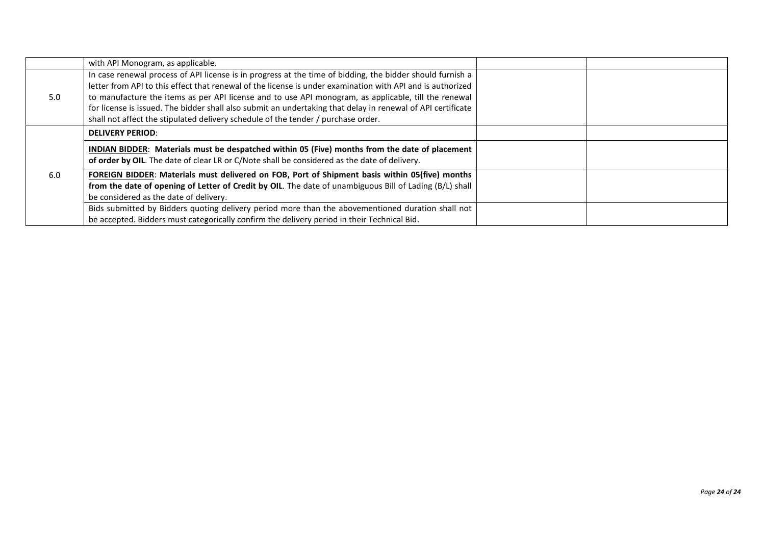| | | | |
|---|---|---|---|
| | with API Monogram, as applicable. | | |
| 5.0 | In case renewal process of API license is in progress at the time of bidding, the bidder should furnish a letter from API to this effect that renewal of the license is under examination with API and is authorized to manufacture the items as per API license and to use API monogram, as applicable, till the renewal for license is issued. The bidder shall also submit an undertaking that delay in renewal of API certificate shall not affect the stipulated delivery schedule of the tender / purchase order. | | |
| 6.0 | **DELIVERY PERIOD**: | | |
| | **INDIAN BIDDER**: **Materials must be despatched within 05 (Five) months from the date of placement of order by OIL**. The date of clear LR or C/Note shall be considered as the date of delivery. | | |
| | **FOREIGN BIDDER**: **Materials must delivered on FOB, Port of Shipment basis within 05(five) months from the date of opening of Letter of Credit by OIL**. The date of unambiguous Bill of Lading (B/L) shall be considered as the date of delivery. | | |
| | Bids submitted by Bidders quoting delivery period more than the abovementioned duration shall not be accepted. Bidders must categorically confirm the delivery period in their Technical Bid. | | |